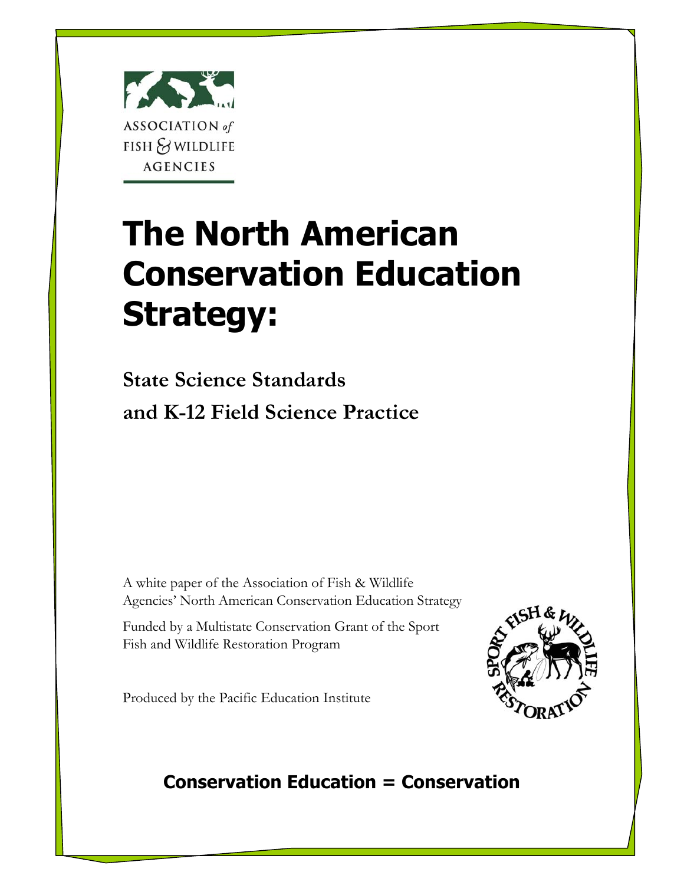ASSOCIATION *of* FISH & WILDLIFE AGENCIES

# The North American Conservation Education Strategy:

## State Science Standards and K-12 Field Science Practice

A white paper of the Association of Fish & Wildlife Agencies' North American Conservation Education Strategy

Funded by a Multistate Conservation Grant of the Sport Fish and Wildlife Restoration Program

Produced by the Pacific Education Institute

SPORT FISH & WILDLIFE RESTORATION

**Conservation Education = Conservation**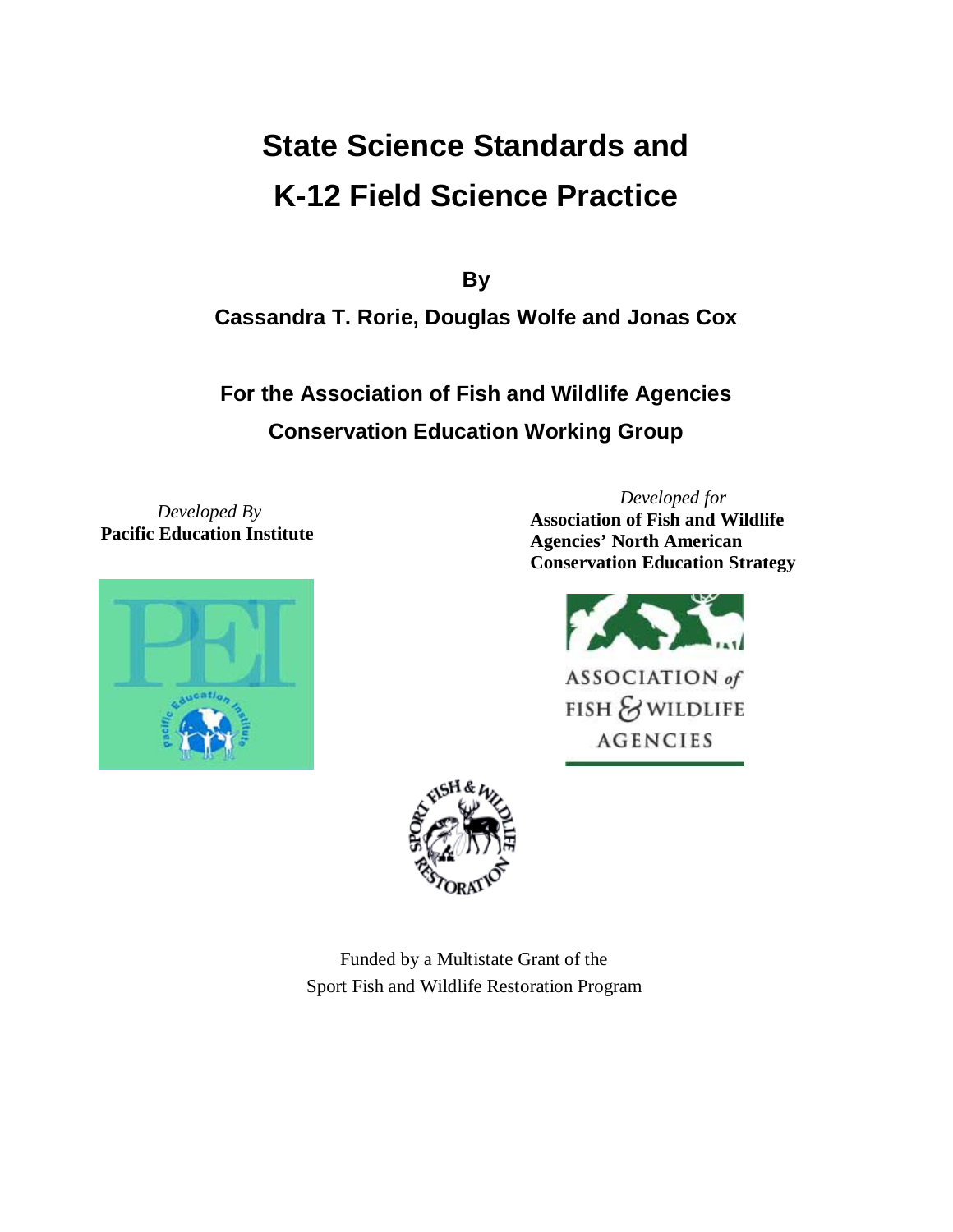# State Science Standards and K-12 Field Science Practice

**By**

**Cassandra T. Rorie, Douglas Wolfe and Jonas Cox**

**For the Association of Fish and Wildlife Agencies Conservation Education Working Group**

*Developed By*
**Pacific Education Institute**

*Developed for*
**Association of Fish and Wildlife Agencies' North American Conservation Education Strategy**

Funded by a Multistate Grant of the
Sport Fish and Wildlife Restoration Program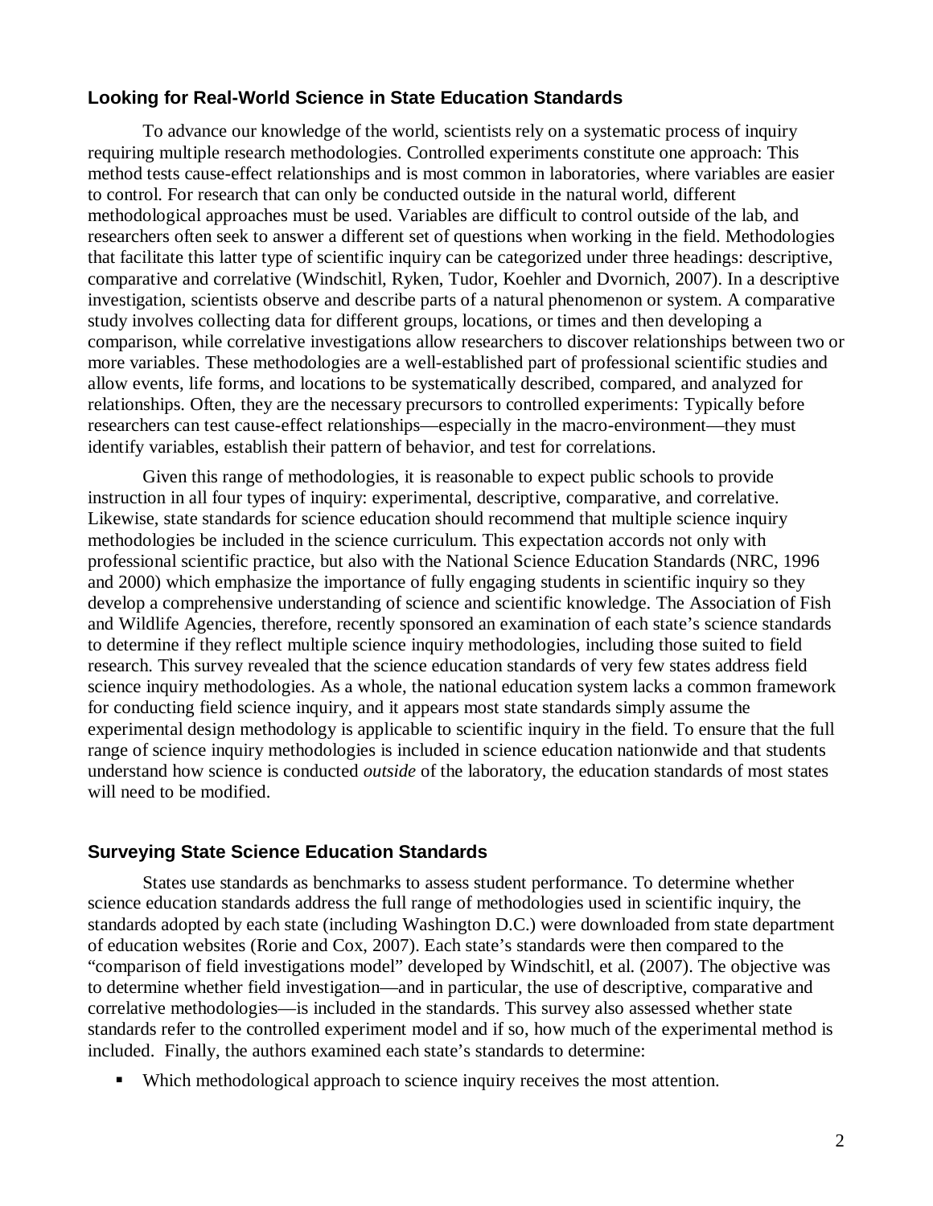## Looking for Real-World Science in State Education Standards

To advance our knowledge of the world, scientists rely on a systematic process of inquiry requiring multiple research methodologies. Controlled experiments constitute one approach: This method tests cause-effect relationships and is most common in laboratories, where variables are easier to control. For research that can only be conducted outside in the natural world, different methodological approaches must be used. Variables are difficult to control outside of the lab, and researchers often seek to answer a different set of questions when working in the field. Methodologies that facilitate this latter type of scientific inquiry can be categorized under three headings: descriptive, comparative and correlative (Windschitl, Ryken, Tudor, Koehler and Dvornich, 2007). In a descriptive investigation, scientists observe and describe parts of a natural phenomenon or system. A comparative study involves collecting data for different groups, locations, or times and then developing a comparison, while correlative investigations allow researchers to discover relationships between two or more variables. These methodologies are a well-established part of professional scientific studies and allow events, life forms, and locations to be systematically described, compared, and analyzed for relationships. Often, they are the necessary precursors to controlled experiments: Typically before researchers can test cause-effect relationships—especially in the macro-environment—they must identify variables, establish their pattern of behavior, and test for correlations.

Given this range of methodologies, it is reasonable to expect public schools to provide instruction in all four types of inquiry: experimental, descriptive, comparative, and correlative. Likewise, state standards for science education should recommend that multiple science inquiry methodologies be included in the science curriculum. This expectation accords not only with professional scientific practice, but also with the National Science Education Standards (NRC, 1996 and 2000) which emphasize the importance of fully engaging students in scientific inquiry so they develop a comprehensive understanding of science and scientific knowledge. The Association of Fish and Wildlife Agencies, therefore, recently sponsored an examination of each state's science standards to determine if they reflect multiple science inquiry methodologies, including those suited to field research. This survey revealed that the science education standards of very few states address field science inquiry methodologies. As a whole, the national education system lacks a common framework for conducting field science inquiry, and it appears most state standards simply assume the experimental design methodology is applicable to scientific inquiry in the field. To ensure that the full range of science inquiry methodologies is included in science education nationwide and that students understand how science is conducted *outside* of the laboratory, the education standards of most states will need to be modified.

## Surveying State Science Education Standards

States use standards as benchmarks to assess student performance. To determine whether science education standards address the full range of methodologies used in scientific inquiry, the standards adopted by each state (including Washington D.C.) were downloaded from state department of education websites (Rorie and Cox, 2007). Each state's standards were then compared to the "comparison of field investigations model" developed by Windschitl, et al. (2007). The objective was to determine whether field investigation—and in particular, the use of descriptive, comparative and correlative methodologies—is included in the standards. This survey also assessed whether state standards refer to the controlled experiment model and if so, how much of the experimental method is included. Finally, the authors examined each state's standards to determine:

- Which methodological approach to science inquiry receives the most attention.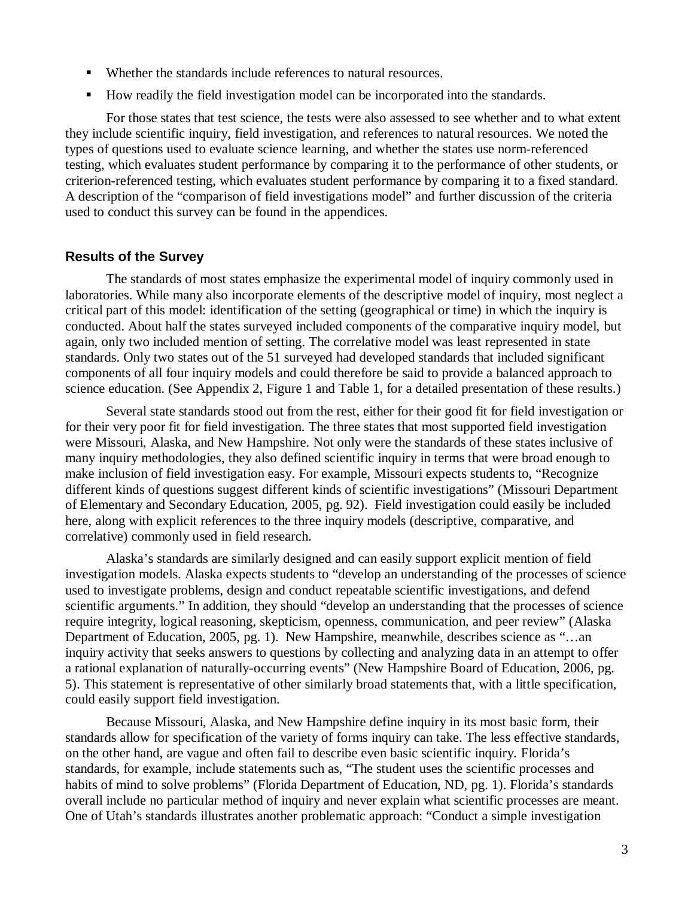- Whether the standards include references to natural resources.
- How readily the field investigation model can be incorporated into the standards.

For those states that test science, the tests were also assessed to see whether and to what extent they include scientific inquiry, field investigation, and references to natural resources. We noted the types of questions used to evaluate science learning, and whether the states use norm-referenced testing, which evaluates student performance by comparing it to the performance of other students, or criterion-referenced testing, which evaluates student performance by comparing it to a fixed standard. A description of the "comparison of field investigations model" and further discussion of the criteria used to conduct this survey can be found in the appendices.

### Results of the Survey

The standards of most states emphasize the experimental model of inquiry commonly used in laboratories. While many also incorporate elements of the descriptive model of inquiry, most neglect a critical part of this model: identification of the setting (geographical or time) in which the inquiry is conducted. About half the states surveyed included components of the comparative inquiry model, but again, only two included mention of setting. The correlative model was least represented in state standards. Only two states out of the 51 surveyed had developed standards that included significant components of all four inquiry models and could therefore be said to provide a balanced approach to science education. (See Appendix 2, Figure 1 and Table 1, for a detailed presentation of these results.)

Several state standards stood out from the rest, either for their good fit for field investigation or for their very poor fit for field investigation. The three states that most supported field investigation were Missouri, Alaska, and New Hampshire. Not only were the standards of these states inclusive of many inquiry methodologies, they also defined scientific inquiry in terms that were broad enough to make inclusion of field investigation easy. For example, Missouri expects students to, "Recognize different kinds of questions suggest different kinds of scientific investigations" (Missouri Department of Elementary and Secondary Education, 2005, pg. 92). Field investigation could easily be included here, along with explicit references to the three inquiry models (descriptive, comparative, and correlative) commonly used in field research.

Alaska's standards are similarly designed and can easily support explicit mention of field investigation models. Alaska expects students to "develop an understanding of the processes of science used to investigate problems, design and conduct repeatable scientific investigations, and defend scientific arguments." In addition, they should "develop an understanding that the processes of science require integrity, logical reasoning, skepticism, openness, communication, and peer review" (Alaska Department of Education, 2005, pg. 1). New Hampshire, meanwhile, describes science as "…an inquiry activity that seeks answers to questions by collecting and analyzing data in an attempt to offer a rational explanation of naturally-occurring events" (New Hampshire Board of Education, 2006, pg. 5). This statement is representative of other similarly broad statements that, with a little specification, could easily support field investigation.

Because Missouri, Alaska, and New Hampshire define inquiry in its most basic form, their standards allow for specification of the variety of forms inquiry can take. The less effective standards, on the other hand, are vague and often fail to describe even basic scientific inquiry. Florida's standards, for example, include statements such as, "The student uses the scientific processes and habits of mind to solve problems" (Florida Department of Education, ND, pg. 1). Florida's standards overall include no particular method of inquiry and never explain what scientific processes are meant. One of Utah's standards illustrates another problematic approach: "Conduct a simple investigation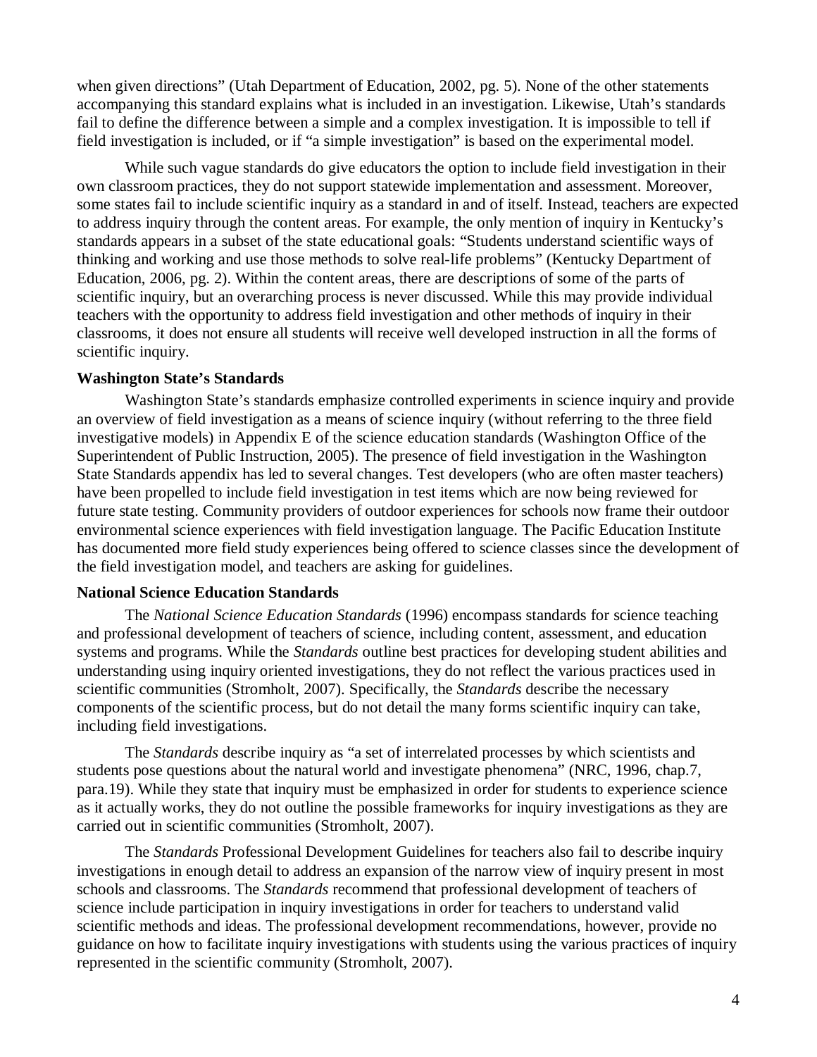when given directions" (Utah Department of Education, 2002, pg. 5). None of the other statements accompanying this standard explains what is included in an investigation. Likewise, Utah's standards fail to define the difference between a simple and a complex investigation. It is impossible to tell if field investigation is included, or if "a simple investigation" is based on the experimental model.

While such vague standards do give educators the option to include field investigation in their own classroom practices, they do not support statewide implementation and assessment. Moreover, some states fail to include scientific inquiry as a standard in and of itself. Instead, teachers are expected to address inquiry through the content areas. For example, the only mention of inquiry in Kentucky's standards appears in a subset of the state educational goals: "Students understand scientific ways of thinking and working and use those methods to solve real-life problems" (Kentucky Department of Education, 2006, pg. 2). Within the content areas, there are descriptions of some of the parts of scientific inquiry, but an overarching process is never discussed. While this may provide individual teachers with the opportunity to address field investigation and other methods of inquiry in their classrooms, it does not ensure all students will receive well developed instruction in all the forms of scientific inquiry.

**Washington State's Standards**

Washington State's standards emphasize controlled experiments in science inquiry and provide an overview of field investigation as a means of science inquiry (without referring to the three field investigative models) in Appendix E of the science education standards (Washington Office of the Superintendent of Public Instruction, 2005). The presence of field investigation in the Washington State Standards appendix has led to several changes. Test developers (who are often master teachers) have been propelled to include field investigation in test items which are now being reviewed for future state testing. Community providers of outdoor experiences for schools now frame their outdoor environmental science experiences with field investigation language. The Pacific Education Institute has documented more field study experiences being offered to science classes since the development of the field investigation model, and teachers are asking for guidelines.

**National Science Education Standards**

The *National Science Education Standards* (1996) encompass standards for science teaching and professional development of teachers of science, including content, assessment, and education systems and programs. While the *Standards* outline best practices for developing student abilities and understanding using inquiry oriented investigations, they do not reflect the various practices used in scientific communities (Stromholt, 2007). Specifically, the *Standards* describe the necessary components of the scientific process, but do not detail the many forms scientific inquiry can take, including field investigations.

The *Standards* describe inquiry as "a set of interrelated processes by which scientists and students pose questions about the natural world and investigate phenomena" (NRC, 1996, chap.7, para.19). While they state that inquiry must be emphasized in order for students to experience science as it actually works, they do not outline the possible frameworks for inquiry investigations as they are carried out in scientific communities (Stromholt, 2007).

The *Standards* Professional Development Guidelines for teachers also fail to describe inquiry investigations in enough detail to address an expansion of the narrow view of inquiry present in most schools and classrooms. The *Standards* recommend that professional development of teachers of science include participation in inquiry investigations in order for teachers to understand valid scientific methods and ideas. The professional development recommendations, however, provide no guidance on how to facilitate inquiry investigations with students using the various practices of inquiry represented in the scientific community (Stromholt, 2007).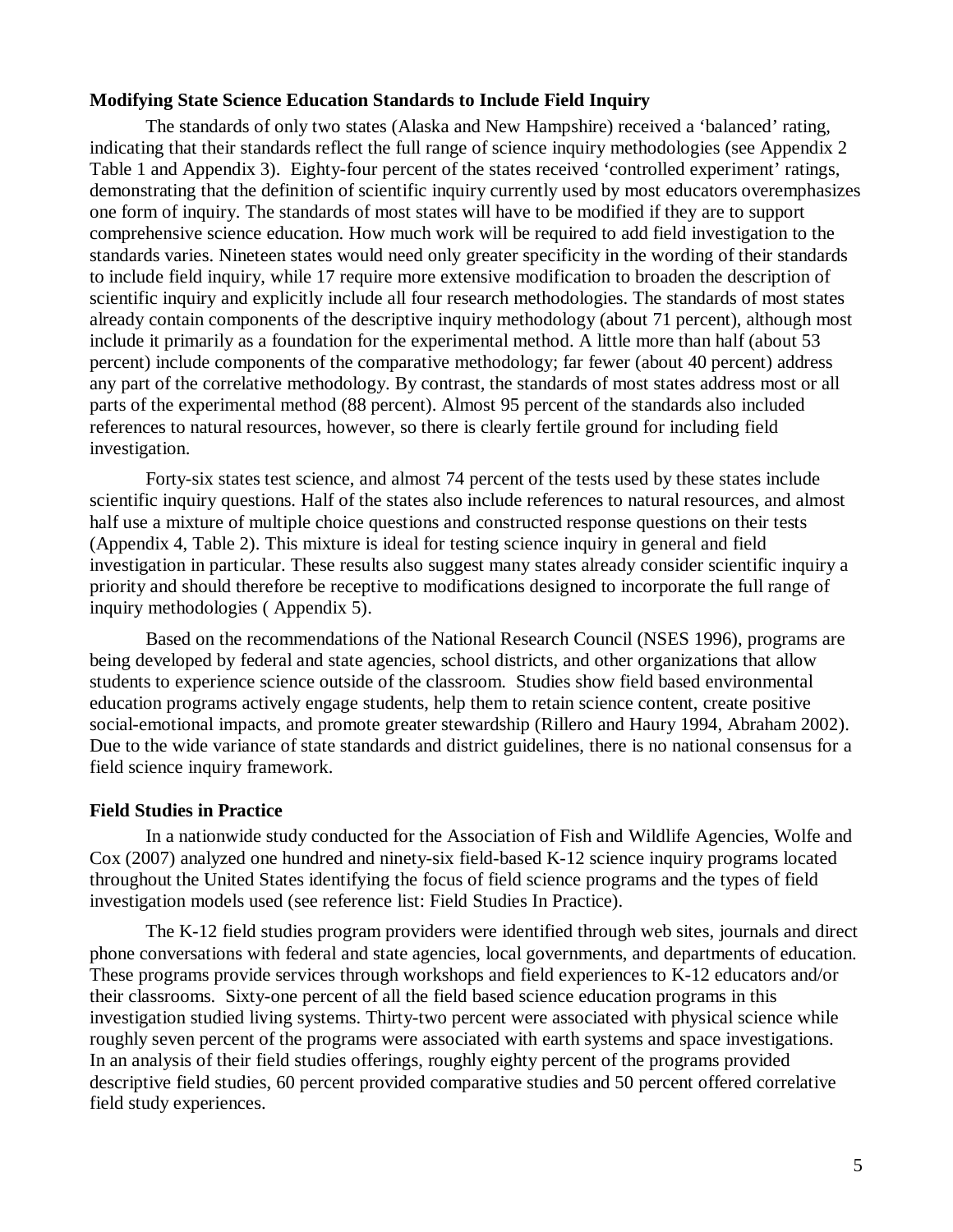**Modifying State Science Education Standards to Include Field Inquiry**

The standards of only two states (Alaska and New Hampshire) received a 'balanced' rating, indicating that their standards reflect the full range of science inquiry methodologies (see Appendix 2 Table 1 and Appendix 3). Eighty-four percent of the states received 'controlled experiment' ratings, demonstrating that the definition of scientific inquiry currently used by most educators overemphasizes one form of inquiry. The standards of most states will have to be modified if they are to support comprehensive science education. How much work will be required to add field investigation to the standards varies. Nineteen states would need only greater specificity in the wording of their standards to include field inquiry, while 17 require more extensive modification to broaden the description of scientific inquiry and explicitly include all four research methodologies. The standards of most states already contain components of the descriptive inquiry methodology (about 71 percent), although most include it primarily as a foundation for the experimental method. A little more than half (about 53 percent) include components of the comparative methodology; far fewer (about 40 percent) address any part of the correlative methodology. By contrast, the standards of most states address most or all parts of the experimental method (88 percent). Almost 95 percent of the standards also included references to natural resources, however, so there is clearly fertile ground for including field investigation.

Forty-six states test science, and almost 74 percent of the tests used by these states include scientific inquiry questions. Half of the states also include references to natural resources, and almost half use a mixture of multiple choice questions and constructed response questions on their tests (Appendix 4, Table 2). This mixture is ideal for testing science inquiry in general and field investigation in particular. These results also suggest many states already consider scientific inquiry a priority and should therefore be receptive to modifications designed to incorporate the full range of inquiry methodologies ( Appendix 5).

Based on the recommendations of the National Research Council (NSES 1996), programs are being developed by federal and state agencies, school districts, and other organizations that allow students to experience science outside of the classroom. Studies show field based environmental education programs actively engage students, help them to retain science content, create positive social-emotional impacts, and promote greater stewardship (Rillero and Haury 1994, Abraham 2002). Due to the wide variance of state standards and district guidelines, there is no national consensus for a field science inquiry framework.

**Field Studies in Practice**

In a nationwide study conducted for the Association of Fish and Wildlife Agencies, Wolfe and Cox (2007) analyzed one hundred and ninety-six field-based K-12 science inquiry programs located throughout the United States identifying the focus of field science programs and the types of field investigation models used (see reference list: Field Studies In Practice).

The K-12 field studies program providers were identified through web sites, journals and direct phone conversations with federal and state agencies, local governments, and departments of education. These programs provide services through workshops and field experiences to K-12 educators and/or their classrooms. Sixty-one percent of all the field based science education programs in this investigation studied living systems. Thirty-two percent were associated with physical science while roughly seven percent of the programs were associated with earth systems and space investigations. In an analysis of their field studies offerings, roughly eighty percent of the programs provided descriptive field studies, 60 percent provided comparative studies and 50 percent offered correlative field study experiences.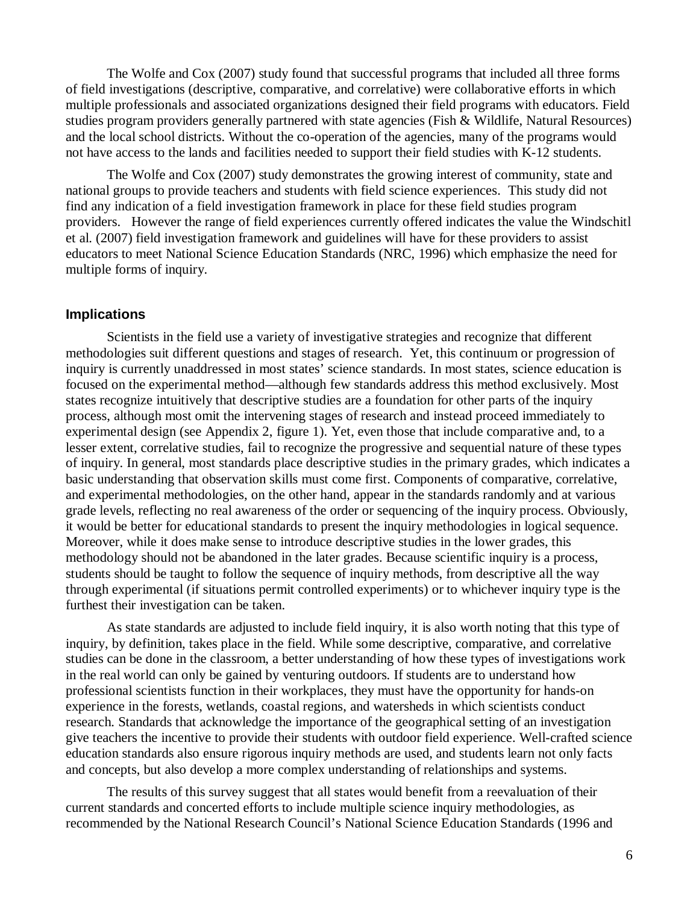The Wolfe and Cox (2007) study found that successful programs that included all three forms of field investigations (descriptive, comparative, and correlative) were collaborative efforts in which multiple professionals and associated organizations designed their field programs with educators. Field studies program providers generally partnered with state agencies (Fish & Wildlife, Natural Resources) and the local school districts. Without the co-operation of the agencies, many of the programs would not have access to the lands and facilities needed to support their field studies with K-12 students.

The Wolfe and Cox (2007) study demonstrates the growing interest of community, state and national groups to provide teachers and students with field science experiences. This study did not find any indication of a field investigation framework in place for these field studies program providers. However the range of field experiences currently offered indicates the value the Windschitl et al. (2007) field investigation framework and guidelines will have for these providers to assist educators to meet National Science Education Standards (NRC, 1996) which emphasize the need for multiple forms of inquiry.

## Implications

Scientists in the field use a variety of investigative strategies and recognize that different methodologies suit different questions and stages of research. Yet, this continuum or progression of inquiry is currently unaddressed in most states' science standards. In most states, science education is focused on the experimental method—although few standards address this method exclusively. Most states recognize intuitively that descriptive studies are a foundation for other parts of the inquiry process, although most omit the intervening stages of research and instead proceed immediately to experimental design (see Appendix 2, figure 1). Yet, even those that include comparative and, to a lesser extent, correlative studies, fail to recognize the progressive and sequential nature of these types of inquiry. In general, most standards place descriptive studies in the primary grades, which indicates a basic understanding that observation skills must come first. Components of comparative, correlative, and experimental methodologies, on the other hand, appear in the standards randomly and at various grade levels, reflecting no real awareness of the order or sequencing of the inquiry process. Obviously, it would be better for educational standards to present the inquiry methodologies in logical sequence. Moreover, while it does make sense to introduce descriptive studies in the lower grades, this methodology should not be abandoned in the later grades. Because scientific inquiry is a process, students should be taught to follow the sequence of inquiry methods, from descriptive all the way through experimental (if situations permit controlled experiments) or to whichever inquiry type is the furthest their investigation can be taken.

As state standards are adjusted to include field inquiry, it is also worth noting that this type of inquiry, by definition, takes place in the field. While some descriptive, comparative, and correlative studies can be done in the classroom, a better understanding of how these types of investigations work in the real world can only be gained by venturing outdoors. If students are to understand how professional scientists function in their workplaces, they must have the opportunity for hands-on experience in the forests, wetlands, coastal regions, and watersheds in which scientists conduct research. Standards that acknowledge the importance of the geographical setting of an investigation give teachers the incentive to provide their students with outdoor field experience. Well-crafted science education standards also ensure rigorous inquiry methods are used, and students learn not only facts and concepts, but also develop a more complex understanding of relationships and systems.

The results of this survey suggest that all states would benefit from a reevaluation of their current standards and concerted efforts to include multiple science inquiry methodologies, as recommended by the National Research Council's National Science Education Standards (1996 and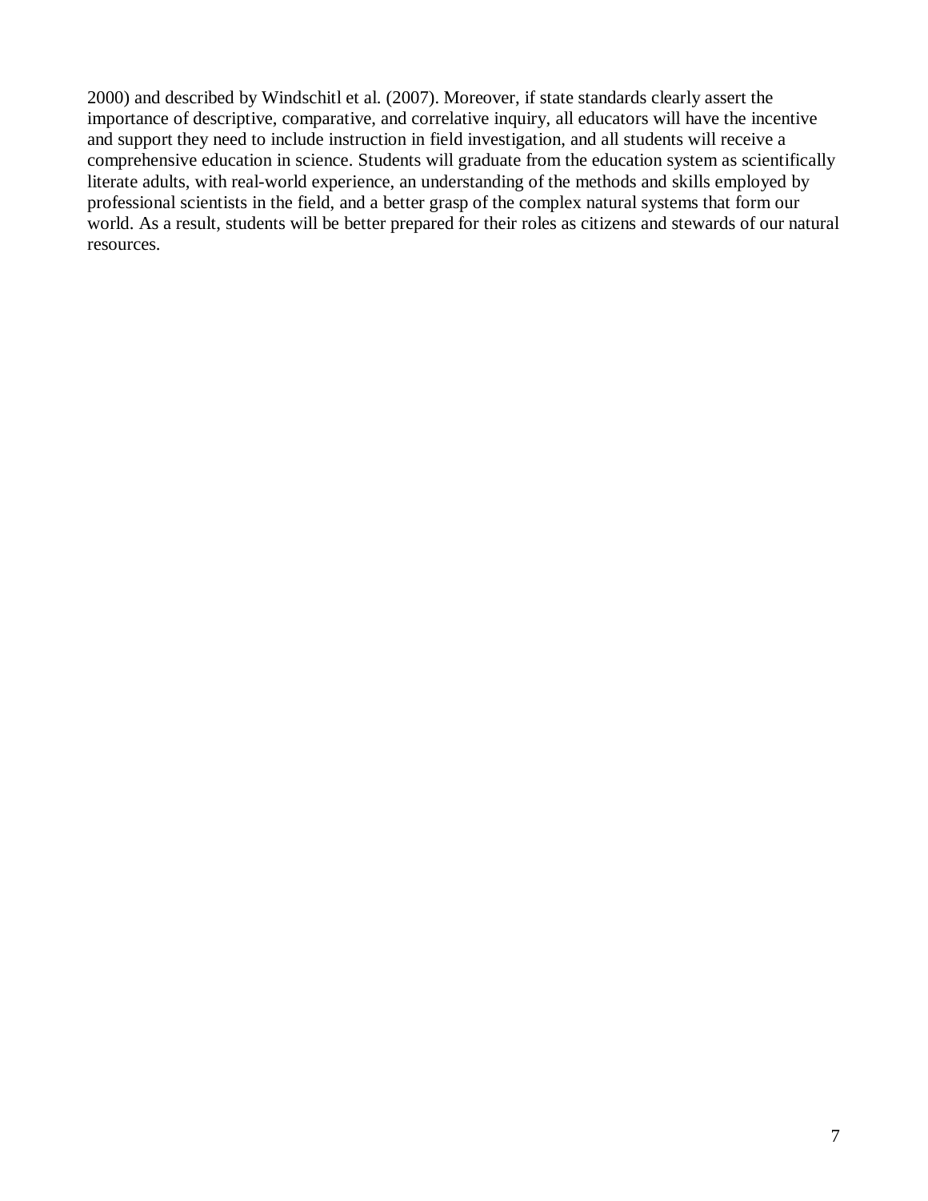2000) and described by Windschitl et al. (2007). Moreover, if state standards clearly assert the importance of descriptive, comparative, and correlative inquiry, all educators will have the incentive and support they need to include instruction in field investigation, and all students will receive a comprehensive education in science. Students will graduate from the education system as scientifically literate adults, with real-world experience, an understanding of the methods and skills employed by professional scientists in the field, and a better grasp of the complex natural systems that form our world. As a result, students will be better prepared for their roles as citizens and stewards of our natural resources.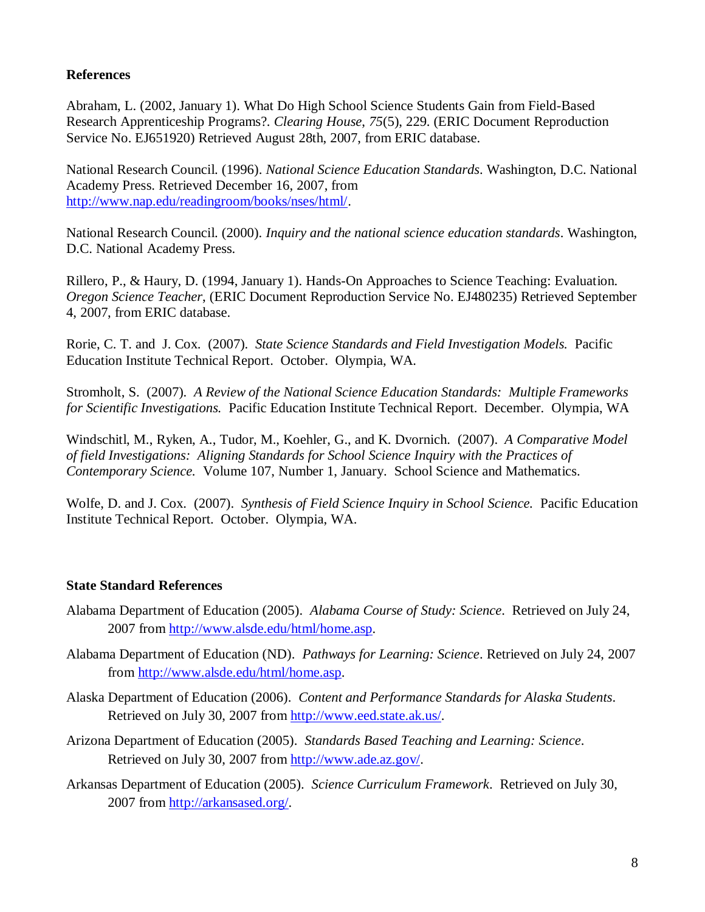## References

Abraham, L. (2002, January 1). What Do High School Science Students Gain from Field-Based Research Apprenticeship Programs?. *Clearing House, 75*(5), 229. (ERIC Document Reproduction Service No. EJ651920) Retrieved August 28th, 2007, from ERIC database.

National Research Council. (1996). *National Science Education Standards*. Washington, D.C. National Academy Press. Retrieved December 16, 2007, from http://www.nap.edu/readingroom/books/nses/html/.

National Research Council. (2000). *Inquiry and the national science education standards*. Washington, D.C. National Academy Press.

Rillero, P., & Haury, D. (1994, January 1). Hands-On Approaches to Science Teaching: Evaluation. *Oregon Science Teacher*, (ERIC Document Reproduction Service No. EJ480235) Retrieved September 4, 2007, from ERIC database.

Rorie, C. T. and J. Cox. (2007). *State Science Standards and Field Investigation Models.* Pacific Education Institute Technical Report. October. Olympia, WA.

Stromholt, S. (2007). *A Review of the National Science Education Standards: Multiple Frameworks for Scientific Investigations.* Pacific Education Institute Technical Report. December. Olympia, WA

Windschitl, M., Ryken, A., Tudor, M., Koehler, G., and K. Dvornich. (2007). *A Comparative Model of field Investigations: Aligning Standards for School Science Inquiry with the Practices of Contemporary Science.* Volume 107, Number 1, January. School Science and Mathematics.

Wolfe, D. and J. Cox. (2007). *Synthesis of Field Science Inquiry in School Science.* Pacific Education Institute Technical Report. October. Olympia, WA.

## State Standard References

Alabama Department of Education (2005). *Alabama Course of Study: Science*. Retrieved on July 24, 2007 from http://www.alsde.edu/html/home.asp.

Alabama Department of Education (ND). *Pathways for Learning: Science*. Retrieved on July 24, 2007 from http://www.alsde.edu/html/home.asp.

Alaska Department of Education (2006). *Content and Performance Standards for Alaska Students*. Retrieved on July 30, 2007 from http://www.eed.state.ak.us/.

Arizona Department of Education (2005). *Standards Based Teaching and Learning: Science*. Retrieved on July 30, 2007 from http://www.ade.az.gov/.

Arkansas Department of Education (2005). *Science Curriculum Framework*. Retrieved on July 30, 2007 from http://arkansased.org/.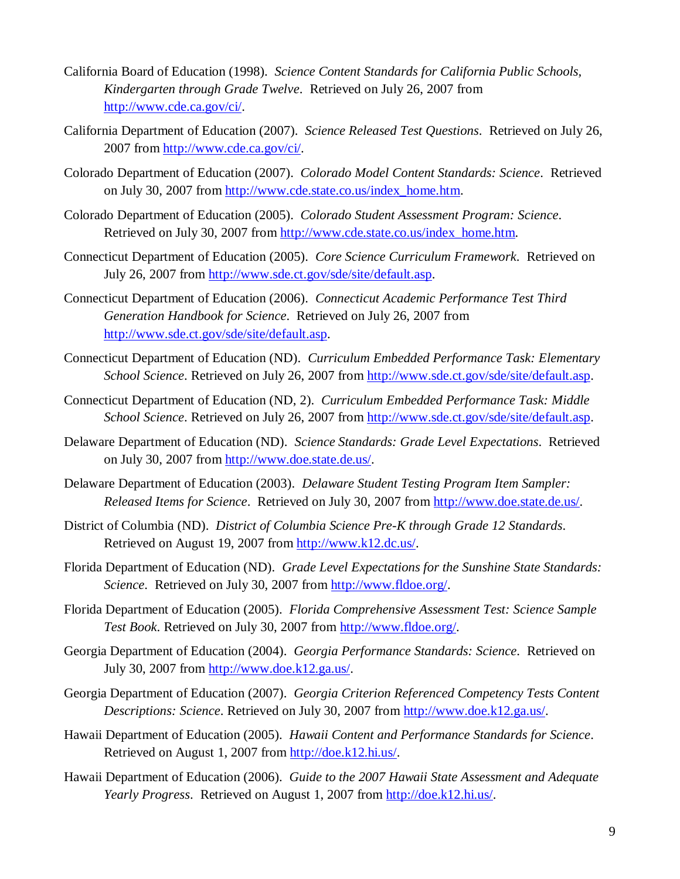California Board of Education (1998). *Science Content Standards for California Public Schools, Kindergarten through Grade Twelve*. Retrieved on July 26, 2007 from http://www.cde.ca.gov/ci/.

California Department of Education (2007). *Science Released Test Questions*. Retrieved on July 26, 2007 from http://www.cde.ca.gov/ci/.

Colorado Department of Education (2007). *Colorado Model Content Standards: Science*. Retrieved on July 30, 2007 from http://www.cde.state.co.us/index_home.htm.

Colorado Department of Education (2005). *Colorado Student Assessment Program: Science*. Retrieved on July 30, 2007 from http://www.cde.state.co.us/index_home.htm.

Connecticut Department of Education (2005). *Core Science Curriculum Framework*. Retrieved on July 26, 2007 from http://www.sde.ct.gov/sde/site/default.asp.

Connecticut Department of Education (2006). *Connecticut Academic Performance Test Third Generation Handbook for Science*. Retrieved on July 26, 2007 from http://www.sde.ct.gov/sde/site/default.asp.

Connecticut Department of Education (ND). *Curriculum Embedded Performance Task: Elementary School Science*. Retrieved on July 26, 2007 from http://www.sde.ct.gov/sde/site/default.asp.

Connecticut Department of Education (ND, 2). *Curriculum Embedded Performance Task: Middle School Science*. Retrieved on July 26, 2007 from http://www.sde.ct.gov/sde/site/default.asp.

Delaware Department of Education (ND). *Science Standards: Grade Level Expectations*. Retrieved on July 30, 2007 from http://www.doe.state.de.us/.

Delaware Department of Education (2003). *Delaware Student Testing Program Item Sampler: Released Items for Science*. Retrieved on July 30, 2007 from http://www.doe.state.de.us/.

District of Columbia (ND). *District of Columbia Science Pre-K through Grade 12 Standards*. Retrieved on August 19, 2007 from http://www.k12.dc.us/.

Florida Department of Education (ND). *Grade Level Expectations for the Sunshine State Standards: Science*. Retrieved on July 30, 2007 from http://www.fldoe.org/.

Florida Department of Education (2005). *Florida Comprehensive Assessment Test: Science Sample Test Book*. Retrieved on July 30, 2007 from http://www.fldoe.org/.

Georgia Department of Education (2004). *Georgia Performance Standards: Science*. Retrieved on July 30, 2007 from http://www.doe.k12.ga.us/.

Georgia Department of Education (2007). *Georgia Criterion Referenced Competency Tests Content Descriptions: Science*. Retrieved on July 30, 2007 from http://www.doe.k12.ga.us/.

Hawaii Department of Education (2005). *Hawaii Content and Performance Standards for Science*. Retrieved on August 1, 2007 from http://doe.k12.hi.us/.

Hawaii Department of Education (2006). *Guide to the 2007 Hawaii State Assessment and Adequate Yearly Progress*. Retrieved on August 1, 2007 from http://doe.k12.hi.us/.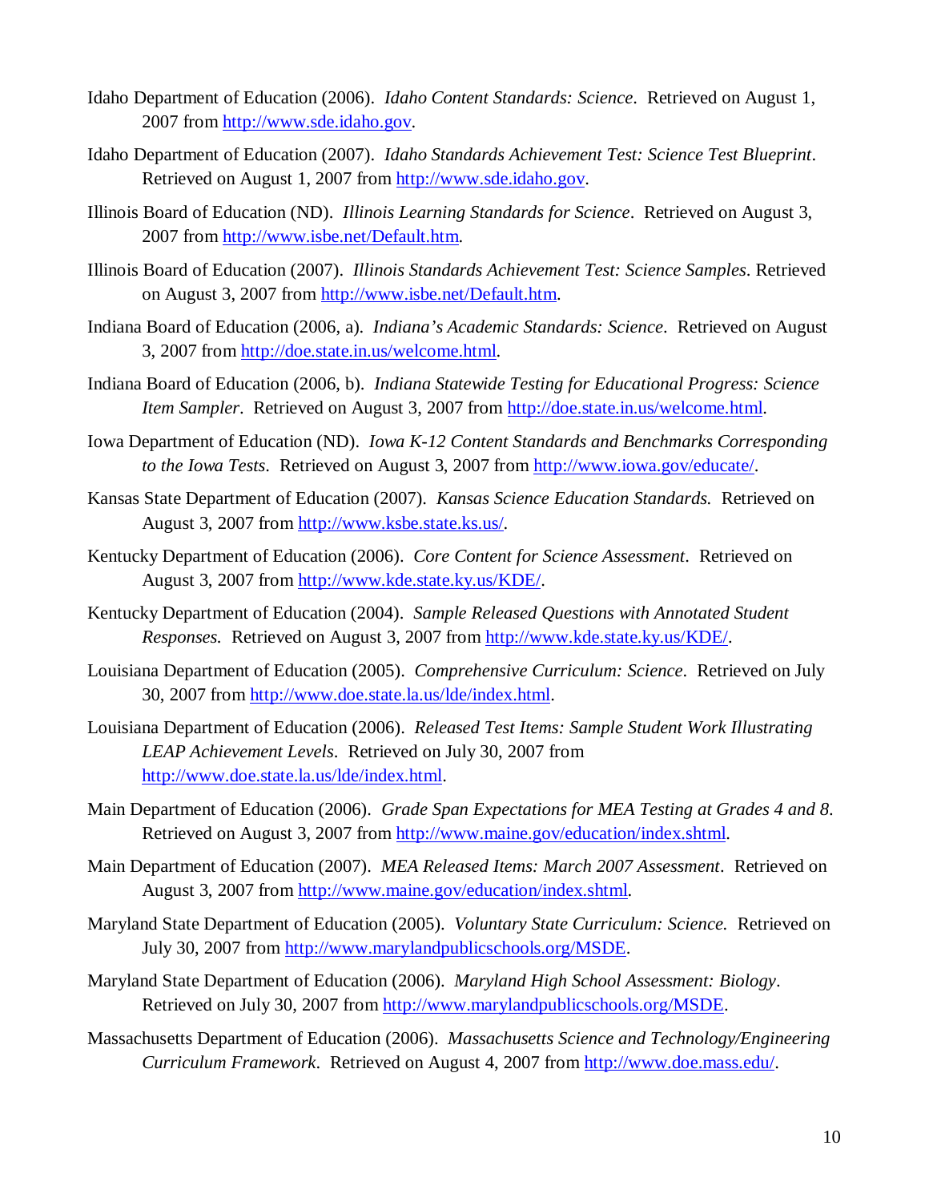Idaho Department of Education (2006). *Idaho Content Standards: Science*. Retrieved on August 1, 2007 from http://www.sde.idaho.gov.

Idaho Department of Education (2007). *Idaho Standards Achievement Test: Science Test Blueprint*. Retrieved on August 1, 2007 from http://www.sde.idaho.gov.

Illinois Board of Education (ND). *Illinois Learning Standards for Science*. Retrieved on August 3, 2007 from http://www.isbe.net/Default.htm.

Illinois Board of Education (2007). *Illinois Standards Achievement Test: Science Samples*. Retrieved on August 3, 2007 from http://www.isbe.net/Default.htm.

Indiana Board of Education (2006, a). *Indiana's Academic Standards: Science*. Retrieved on August 3, 2007 from http://doe.state.in.us/welcome.html.

Indiana Board of Education (2006, b). *Indiana Statewide Testing for Educational Progress: Science Item Sampler*. Retrieved on August 3, 2007 from http://doe.state.in.us/welcome.html.

Iowa Department of Education (ND). *Iowa K-12 Content Standards and Benchmarks Corresponding to the Iowa Tests*. Retrieved on August 3, 2007 from http://www.iowa.gov/educate/.

Kansas State Department of Education (2007). *Kansas Science Education Standards.* Retrieved on August 3, 2007 from http://www.ksbe.state.ks.us/.

Kentucky Department of Education (2006). *Core Content for Science Assessment*. Retrieved on August 3, 2007 from http://www.kde.state.ky.us/KDE/.

Kentucky Department of Education (2004). *Sample Released Questions with Annotated Student Responses.* Retrieved on August 3, 2007 from http://www.kde.state.ky.us/KDE/.

Louisiana Department of Education (2005). *Comprehensive Curriculum: Science*. Retrieved on July 30, 2007 from http://www.doe.state.la.us/lde/index.html.

Louisiana Department of Education (2006). *Released Test Items: Sample Student Work Illustrating LEAP Achievement Levels*. Retrieved on July 30, 2007 from http://www.doe.state.la.us/lde/index.html.

Main Department of Education (2006). *Grade Span Expectations for MEA Testing at Grades 4 and 8*. Retrieved on August 3, 2007 from http://www.maine.gov/education/index.shtml.

Main Department of Education (2007). *MEA Released Items: March 2007 Assessment*. Retrieved on August 3, 2007 from http://www.maine.gov/education/index.shtml.

Maryland State Department of Education (2005). *Voluntary State Curriculum: Science.* Retrieved on July 30, 2007 from http://www.marylandpublicschools.org/MSDE.

Maryland State Department of Education (2006). *Maryland High School Assessment: Biology*. Retrieved on July 30, 2007 from http://www.marylandpublicschools.org/MSDE.

Massachusetts Department of Education (2006). *Massachusetts Science and Technology/Engineering Curriculum Framework*. Retrieved on August 4, 2007 from http://www.doe.mass.edu/.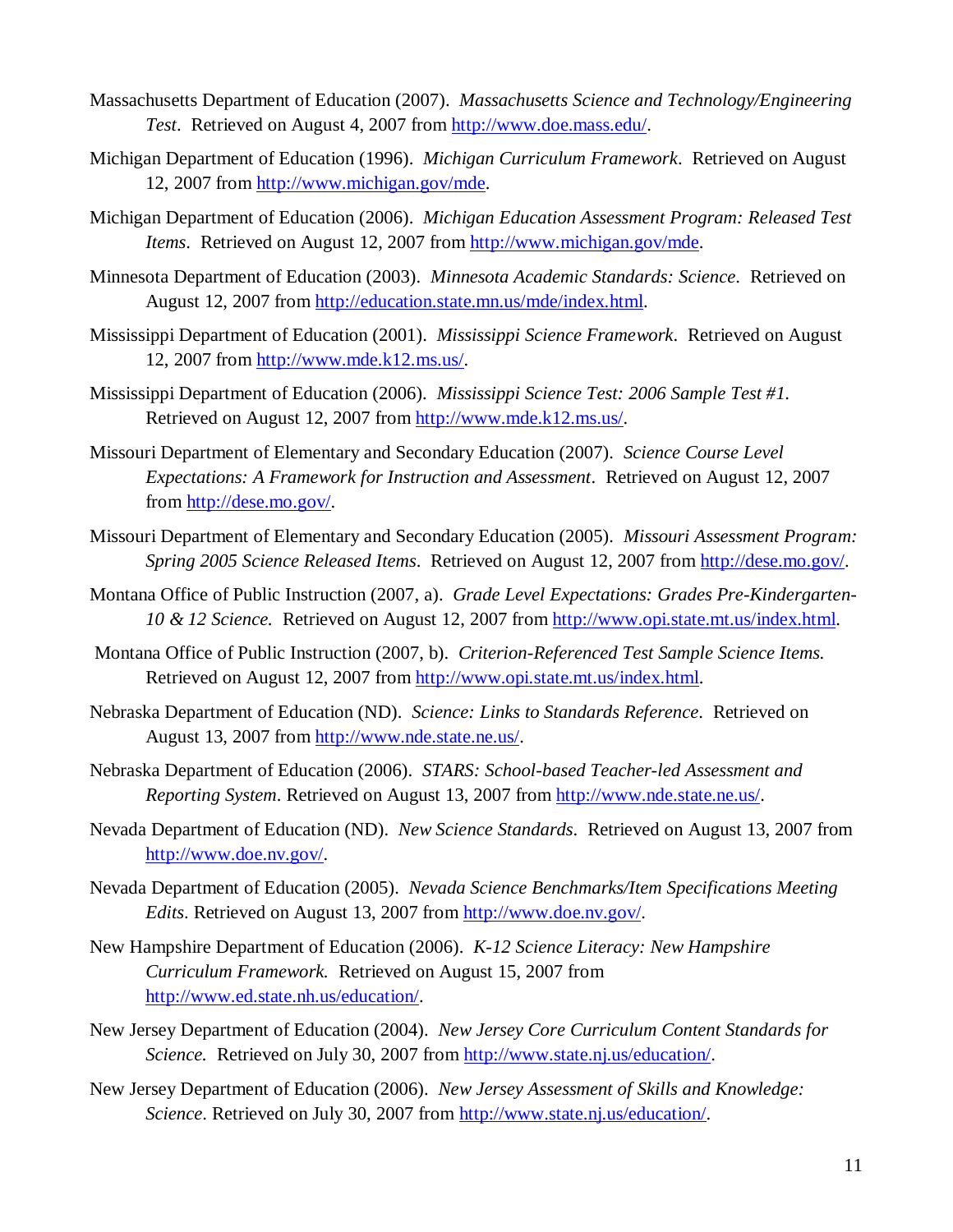Massachusetts Department of Education (2007). *Massachusetts Science and Technology/Engineering Test*. Retrieved on August 4, 2007 from http://www.doe.mass.edu/.

Michigan Department of Education (1996). *Michigan Curriculum Framework*. Retrieved on August 12, 2007 from http://www.michigan.gov/mde.

Michigan Department of Education (2006). *Michigan Education Assessment Program: Released Test Items*. Retrieved on August 12, 2007 from http://www.michigan.gov/mde.

Minnesota Department of Education (2003). *Minnesota Academic Standards: Science*. Retrieved on August 12, 2007 from http://education.state.mn.us/mde/index.html.

Mississippi Department of Education (2001). *Mississippi Science Framework*. Retrieved on August 12, 2007 from http://www.mde.k12.ms.us/.

Mississippi Department of Education (2006). *Mississippi Science Test: 2006 Sample Test #1.* Retrieved on August 12, 2007 from http://www.mde.k12.ms.us/.

Missouri Department of Elementary and Secondary Education (2007). *Science Course Level Expectations: A Framework for Instruction and Assessment*. Retrieved on August 12, 2007 from http://dese.mo.gov/.

Missouri Department of Elementary and Secondary Education (2005). *Missouri Assessment Program: Spring 2005 Science Released Items*. Retrieved on August 12, 2007 from http://dese.mo.gov/.

Montana Office of Public Instruction (2007, a). *Grade Level Expectations: Grades Pre-Kindergarten-10 & 12 Science.* Retrieved on August 12, 2007 from http://www.opi.state.mt.us/index.html.

Montana Office of Public Instruction (2007, b). *Criterion-Referenced Test Sample Science Items.* Retrieved on August 12, 2007 from http://www.opi.state.mt.us/index.html.

Nebraska Department of Education (ND). *Science: Links to Standards Reference*. Retrieved on August 13, 2007 from http://www.nde.state.ne.us/.

Nebraska Department of Education (2006). *STARS: School-based Teacher-led Assessment and Reporting System*. Retrieved on August 13, 2007 from http://www.nde.state.ne.us/.

Nevada Department of Education (ND). *New Science Standards*. Retrieved on August 13, 2007 from http://www.doe.nv.gov/.

Nevada Department of Education (2005). *Nevada Science Benchmarks/Item Specifications Meeting Edits*. Retrieved on August 13, 2007 from http://www.doe.nv.gov/.

New Hampshire Department of Education (2006). *K-12 Science Literacy: New Hampshire Curriculum Framework.* Retrieved on August 15, 2007 from http://www.ed.state.nh.us/education/.

New Jersey Department of Education (2004). *New Jersey Core Curriculum Content Standards for Science.* Retrieved on July 30, 2007 from http://www.state.nj.us/education/.

New Jersey Department of Education (2006). *New Jersey Assessment of Skills and Knowledge: Science*. Retrieved on July 30, 2007 from http://www.state.nj.us/education/.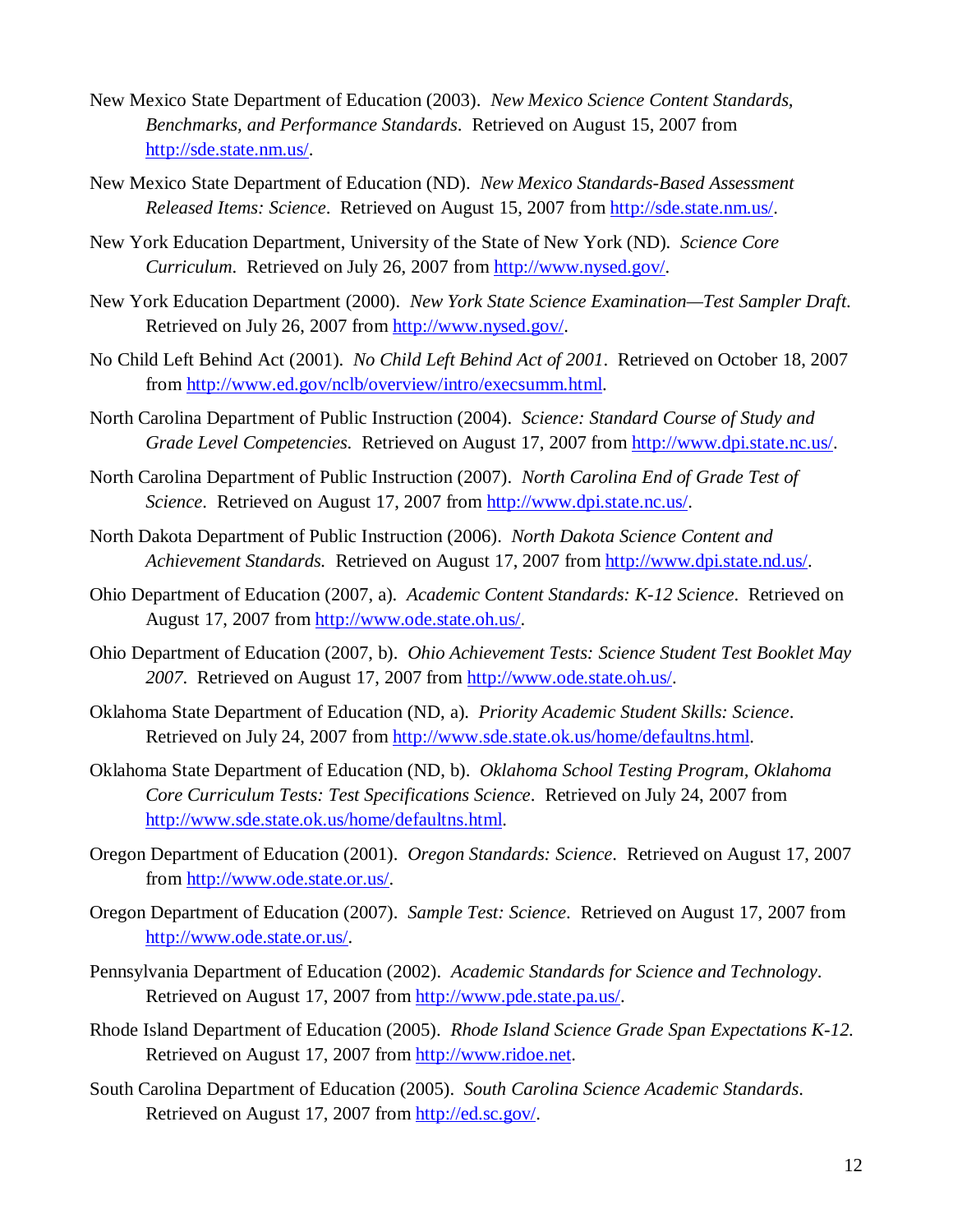New Mexico State Department of Education (2003). *New Mexico Science Content Standards, Benchmarks, and Performance Standards*. Retrieved on August 15, 2007 from http://sde.state.nm.us/.

New Mexico State Department of Education (ND). *New Mexico Standards-Based Assessment Released Items: Science*. Retrieved on August 15, 2007 from http://sde.state.nm.us/.

New York Education Department, University of the State of New York (ND). *Science Core Curriculum*. Retrieved on July 26, 2007 from http://www.nysed.gov/.

New York Education Department (2000). *New York State Science Examination—Test Sampler Draft*. Retrieved on July 26, 2007 from http://www.nysed.gov/.

No Child Left Behind Act (2001). *No Child Left Behind Act of 2001*. Retrieved on October 18, 2007 from http://www.ed.gov/nclb/overview/intro/execsumm.html.

North Carolina Department of Public Instruction (2004). *Science: Standard Course of Study and Grade Level Competencies*. Retrieved on August 17, 2007 from http://www.dpi.state.nc.us/.

North Carolina Department of Public Instruction (2007). *North Carolina End of Grade Test of Science*. Retrieved on August 17, 2007 from http://www.dpi.state.nc.us/.

North Dakota Department of Public Instruction (2006). *North Dakota Science Content and Achievement Standards*. Retrieved on August 17, 2007 from http://www.dpi.state.nd.us/.

Ohio Department of Education (2007, a). *Academic Content Standards: K-12 Science*. Retrieved on August 17, 2007 from http://www.ode.state.oh.us/.

Ohio Department of Education (2007, b). *Ohio Achievement Tests: Science Student Test Booklet May 2007*. Retrieved on August 17, 2007 from http://www.ode.state.oh.us/.

Oklahoma State Department of Education (ND, a). *Priority Academic Student Skills: Science*. Retrieved on July 24, 2007 from http://www.sde.state.ok.us/home/defaultns.html.

Oklahoma State Department of Education (ND, b). *Oklahoma School Testing Program, Oklahoma Core Curriculum Tests: Test Specifications Science*. Retrieved on July 24, 2007 from http://www.sde.state.ok.us/home/defaultns.html.

Oregon Department of Education (2001). *Oregon Standards: Science*. Retrieved on August 17, 2007 from http://www.ode.state.or.us/.

Oregon Department of Education (2007). *Sample Test: Science*. Retrieved on August 17, 2007 from http://www.ode.state.or.us/.

Pennsylvania Department of Education (2002). *Academic Standards for Science and Technology*. Retrieved on August 17, 2007 from http://www.pde.state.pa.us/.

Rhode Island Department of Education (2005). *Rhode Island Science Grade Span Expectations K-12*. Retrieved on August 17, 2007 from http://www.ridoe.net.

South Carolina Department of Education (2005). *South Carolina Science Academic Standards*. Retrieved on August 17, 2007 from http://ed.sc.gov/.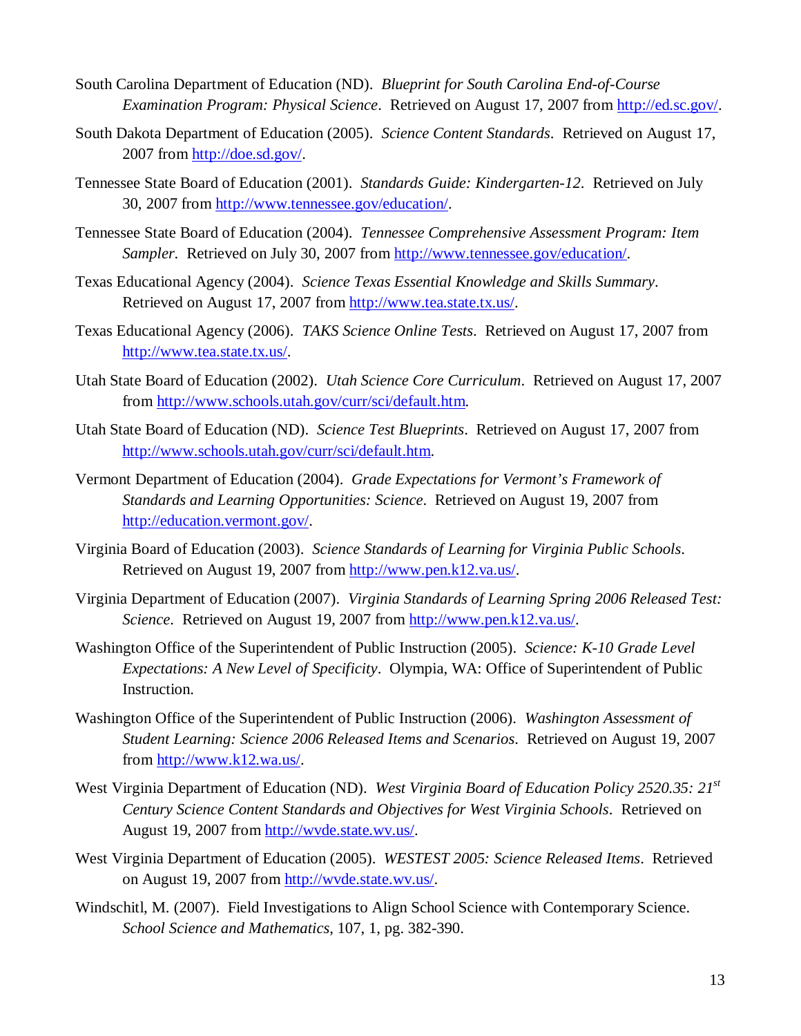South Carolina Department of Education (ND). *Blueprint for South Carolina End-of-Course Examination Program: Physical Science*. Retrieved on August 17, 2007 from http://ed.sc.gov/.

South Dakota Department of Education (2005). *Science Content Standards*. Retrieved on August 17, 2007 from http://doe.sd.gov/.

Tennessee State Board of Education (2001). *Standards Guide: Kindergarten-12*. Retrieved on July 30, 2007 from http://www.tennessee.gov/education/.

Tennessee State Board of Education (2004). *Tennessee Comprehensive Assessment Program: Item Sampler.* Retrieved on July 30, 2007 from http://www.tennessee.gov/education/.

Texas Educational Agency (2004). *Science Texas Essential Knowledge and Skills Summary*. Retrieved on August 17, 2007 from http://www.tea.state.tx.us/.

Texas Educational Agency (2006). *TAKS Science Online Tests*. Retrieved on August 17, 2007 from http://www.tea.state.tx.us/.

Utah State Board of Education (2002). *Utah Science Core Curriculum*. Retrieved on August 17, 2007 from http://www.schools.utah.gov/curr/sci/default.htm.

Utah State Board of Education (ND). *Science Test Blueprints*. Retrieved on August 17, 2007 from http://www.schools.utah.gov/curr/sci/default.htm.

Vermont Department of Education (2004). *Grade Expectations for Vermont's Framework of Standards and Learning Opportunities: Science*. Retrieved on August 19, 2007 from http://education.vermont.gov/.

Virginia Board of Education (2003). *Science Standards of Learning for Virginia Public Schools*. Retrieved on August 19, 2007 from http://www.pen.k12.va.us/.

Virginia Department of Education (2007). *Virginia Standards of Learning Spring 2006 Released Test: Science*. Retrieved on August 19, 2007 from http://www.pen.k12.va.us/.

Washington Office of the Superintendent of Public Instruction (2005). *Science: K-10 Grade Level Expectations: A New Level of Specificity*. Olympia, WA: Office of Superintendent of Public Instruction.

Washington Office of the Superintendent of Public Instruction (2006). *Washington Assessment of Student Learning: Science 2006 Released Items and Scenarios*. Retrieved on August 19, 2007 from http://www.k12.wa.us/.

West Virginia Department of Education (ND). *West Virginia Board of Education Policy 2520.35: 21st Century Science Content Standards and Objectives for West Virginia Schools*. Retrieved on August 19, 2007 from http://wvde.state.wv.us/.

West Virginia Department of Education (2005). *WESTEST 2005: Science Released Items*. Retrieved on August 19, 2007 from http://wvde.state.wv.us/.

Windschitl, M. (2007). Field Investigations to Align School Science with Contemporary Science. *School Science and Mathematics*, 107, 1, pg. 382-390.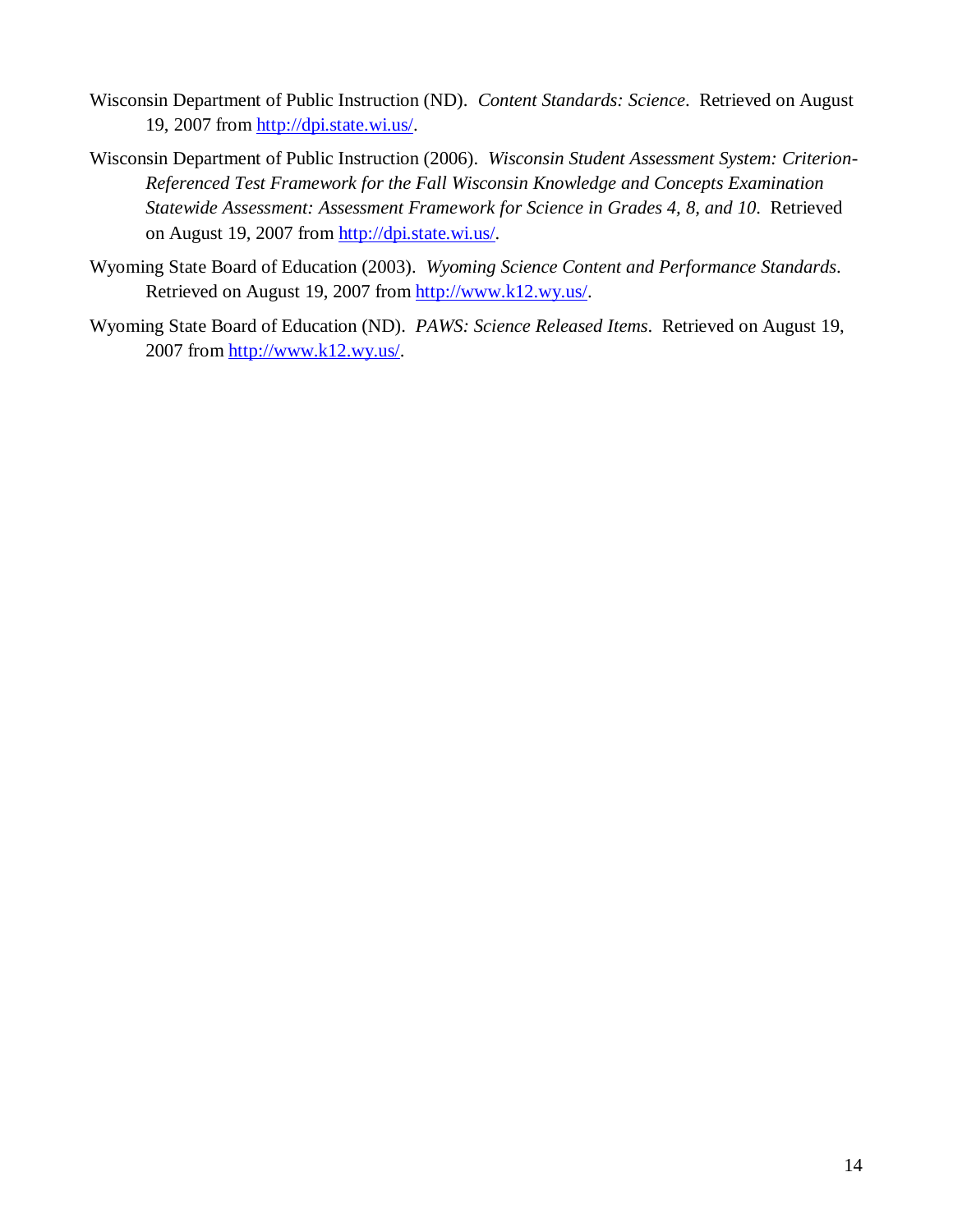Wisconsin Department of Public Instruction (ND). *Content Standards: Science*. Retrieved on August 19, 2007 from http://dpi.state.wi.us/.

Wisconsin Department of Public Instruction (2006). *Wisconsin Student Assessment System: Criterion-Referenced Test Framework for the Fall Wisconsin Knowledge and Concepts Examination Statewide Assessment: Assessment Framework for Science in Grades 4, 8, and 10*. Retrieved on August 19, 2007 from http://dpi.state.wi.us/.

Wyoming State Board of Education (2003). *Wyoming Science Content and Performance Standards*. Retrieved on August 19, 2007 from http://www.k12.wy.us/.

Wyoming State Board of Education (ND). *PAWS: Science Released Items*. Retrieved on August 19, 2007 from http://www.k12.wy.us/.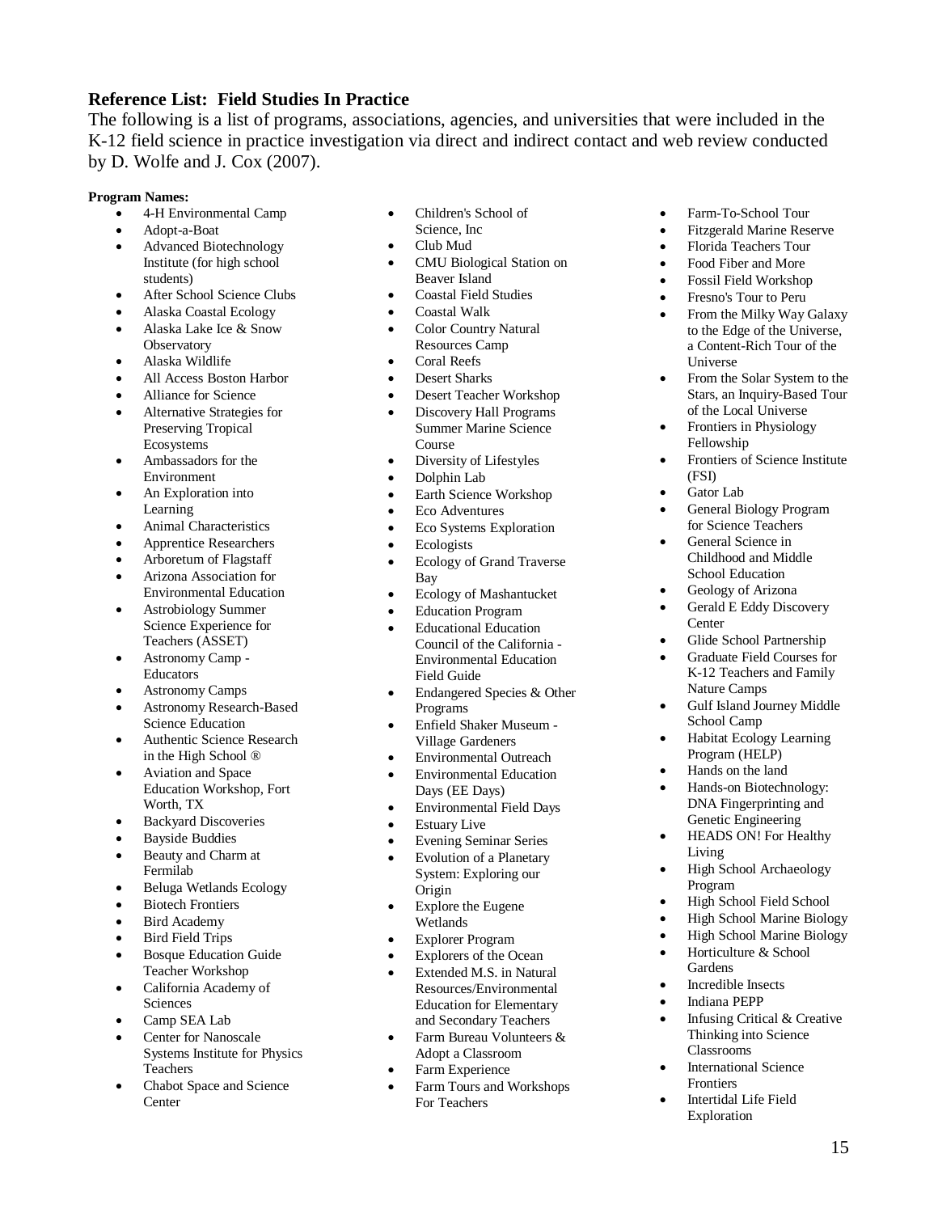## Reference List: Field Studies In Practice

The following is a list of programs, associations, agencies, and universities that were included in the K-12 field science in practice investigation via direct and indirect contact and web review conducted by D. Wolfe and J. Cox (2007).

**Program Names:**

- 4-H Environmental Camp
- Adopt-a-Boat
- Advanced Biotechnology Institute (for high school students)
- After School Science Clubs
- Alaska Coastal Ecology
- Alaska Lake Ice & Snow Observatory
- Alaska Wildlife
- All Access Boston Harbor
- Alliance for Science
- Alternative Strategies for Preserving Tropical Ecosystems
- Ambassadors for the Environment
- An Exploration into Learning
- Animal Characteristics
- Apprentice Researchers
- Arboretum of Flagstaff
- Arizona Association for Environmental Education
- Astrobiology Summer Science Experience for Teachers (ASSET)
- Astronomy Camp - Educators
- Astronomy Camps
- Astronomy Research-Based Science Education
- Authentic Science Research in the High School ®
- Aviation and Space Education Workshop, Fort Worth, TX
- Backyard Discoveries
- Bayside Buddies
- Beauty and Charm at Fermilab
- Beluga Wetlands Ecology
- Biotech Frontiers
- Bird Academy
- Bird Field Trips
- Bosque Education Guide Teacher Workshop
- California Academy of Sciences
- Camp SEA Lab
- Center for Nanoscale Systems Institute for Physics Teachers
- Chabot Space and Science Center
- Children's School of Science, Inc
- Club Mud
- CMU Biological Station on Beaver Island
- Coastal Field Studies
- Coastal Walk
- Color Country Natural Resources Camp
- Coral Reefs
- Desert Sharks
- Desert Teacher Workshop
- Discovery Hall Programs Summer Marine Science Course
- Diversity of Lifestyles
- Dolphin Lab
- Earth Science Workshop
- Eco Adventures
- Eco Systems Exploration
- Ecologists
- Ecology of Grand Traverse Bay
- Ecology of Mashantucket
- Education Program
- Educational Education Council of the California - Environmental Education Field Guide
- Endangered Species & Other Programs
- Enfield Shaker Museum - Village Gardeners
- Environmental Outreach
- Environmental Education Days (EE Days)
- Environmental Field Days
- Estuary Live
- Evening Seminar Series
- Evolution of a Planetary System: Exploring our Origin
- Explore the Eugene Wetlands
- Explorer Program
- Explorers of the Ocean
- Extended M.S. in Natural Resources/Environmental Education for Elementary and Secondary Teachers
- Farm Bureau Volunteers & Adopt a Classroom
- Farm Experience
- Farm Tours and Workshops For Teachers
- Farm-To-School Tour
- Fitzgerald Marine Reserve
- Florida Teachers Tour
- Food Fiber and More
- Fossil Field Workshop
- Fresno's Tour to Peru
- From the Milky Way Galaxy to the Edge of the Universe, a Content-Rich Tour of the Universe
- From the Solar System to the Stars, an Inquiry-Based Tour of the Local Universe
- Frontiers in Physiology Fellowship
- Frontiers of Science Institute (FSI)
- Gator Lab
- General Biology Program for Science Teachers
- General Science in Childhood and Middle School Education
- Geology of Arizona
- Gerald E Eddy Discovery Center
- Glide School Partnership
- Graduate Field Courses for K-12 Teachers and Family Nature Camps
- Gulf Island Journey Middle School Camp
- Habitat Ecology Learning Program (HELP)
- Hands on the land
- Hands-on Biotechnology: DNA Fingerprinting and Genetic Engineering
- HEADS ON! For Healthy Living
- High School Archaeology Program
- High School Field School
- High School Marine Biology
- High School Marine Biology
- Horticulture & School Gardens
- Incredible Insects
- Indiana PEPP
- Infusing Critical & Creative Thinking into Science Classrooms
- International Science Frontiers
- Intertidal Life Field Exploration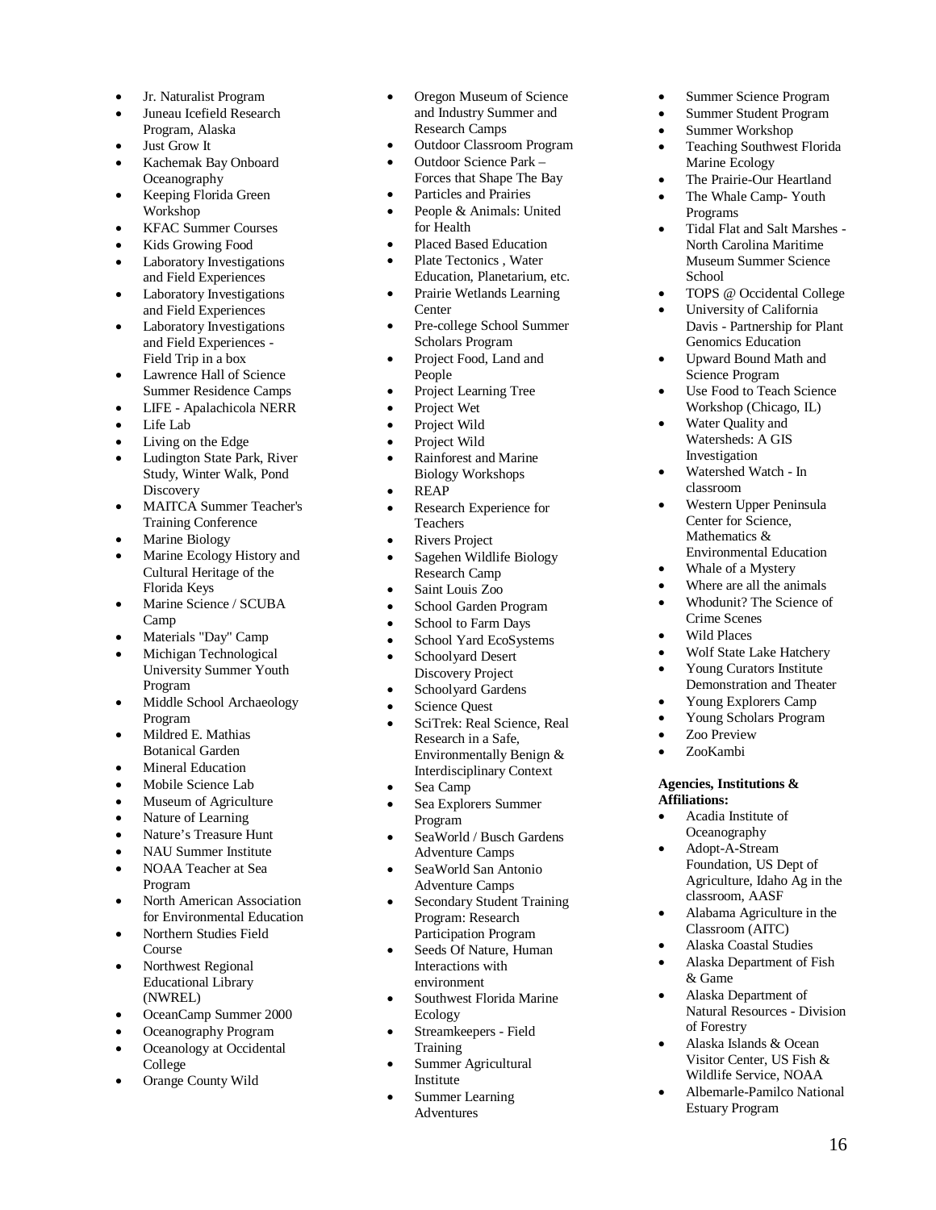- Jr. Naturalist Program
- Juneau Icefield Research Program, Alaska
- Just Grow It
- Kachemak Bay Onboard Oceanography
- Keeping Florida Green Workshop
- KFAC Summer Courses
- Kids Growing Food
- Laboratory Investigations and Field Experiences
- Laboratory Investigations and Field Experiences
- Laboratory Investigations and Field Experiences - Field Trip in a box
- Lawrence Hall of Science Summer Residence Camps
- LIFE - Apalachicola NERR
- Life Lab
- Living on the Edge
- Ludington State Park, River Study, Winter Walk, Pond Discovery
- MAITCA Summer Teacher's Training Conference
- Marine Biology
- Marine Ecology History and Cultural Heritage of the Florida Keys
- Marine Science / SCUBA Camp
- Materials "Day" Camp
- Michigan Technological University Summer Youth Program
- Middle School Archaeology Program
- Mildred E. Mathias Botanical Garden
- Mineral Education
- Mobile Science Lab
- Museum of Agriculture
- Nature of Learning
- Nature's Treasure Hunt
- NAU Summer Institute
- NOAA Teacher at Sea Program
- North American Association for Environmental Education
- Northern Studies Field Course
- Northwest Regional Educational Library (NWREL)
- OceanCamp Summer 2000
- Oceanography Program
- Oceanology at Occidental College
- Orange County Wild
- Oregon Museum of Science and Industry Summer and Research Camps
- Outdoor Classroom Program
- Outdoor Science Park – Forces that Shape The Bay
- Particles and Prairies
- People & Animals: United for Health
- Placed Based Education
- Plate Tectonics , Water Education, Planetarium, etc.
- Prairie Wetlands Learning Center
- Pre-college School Summer Scholars Program
- Project Food, Land and People
- Project Learning Tree
- Project Wet
- Project Wild
- Project Wild
- Rainforest and Marine Biology Workshops
- REAP
- Research Experience for Teachers
- Rivers Project
- Sagehen Wildlife Biology Research Camp
- Saint Louis Zoo
- School Garden Program
- School to Farm Days
- School Yard EcoSystems
- Schoolyard Desert Discovery Project
- Schoolyard Gardens
- Science Quest
- SciTrek: Real Science, Real Research in a Safe, Environmentally Benign & Interdisciplinary Context
- Sea Camp
- Sea Explorers Summer Program
- SeaWorld / Busch Gardens Adventure Camps
- SeaWorld San Antonio Adventure Camps
- Secondary Student Training Program: Research Participation Program
- Seeds Of Nature, Human Interactions with environment
- Southwest Florida Marine Ecology
- Streamkeepers - Field Training
- Summer Agricultural Institute
- Summer Learning Adventures
- Summer Science Program
- Summer Student Program
- Summer Workshop
- Teaching Southwest Florida Marine Ecology
- The Prairie-Our Heartland
- The Whale Camp- Youth Programs
- Tidal Flat and Salt Marshes - North Carolina Maritime Museum Summer Science School
- TOPS @ Occidental College
- University of California Davis - Partnership for Plant Genomics Education
- Upward Bound Math and Science Program
- Use Food to Teach Science Workshop (Chicago, IL)
- Water Quality and Watersheds: A GIS Investigation
- Watershed Watch - In classroom
- Western Upper Peninsula Center for Science, Mathematics & Environmental Education
- Whale of a Mystery
- Where are all the animals
- Whodunit? The Science of Crime Scenes
- Wild Places
- Wolf State Lake Hatchery
- Young Curators Institute Demonstration and Theater
- Young Explorers Camp
- Young Scholars Program
- Zoo Preview
- ZooKambi

**Agencies, Institutions & Affiliations:**

- Acadia Institute of Oceanography
- Adopt-A-Stream Foundation, US Dept of Agriculture, Idaho Ag in the classroom, AASF
- Alabama Agriculture in the Classroom (AITC)
- Alaska Coastal Studies
- Alaska Department of Fish & Game
- Alaska Department of Natural Resources - Division of Forestry
- Alaska Islands & Ocean Visitor Center, US Fish & Wildlife Service, NOAA
- Albemarle-Pamilco National Estuary Program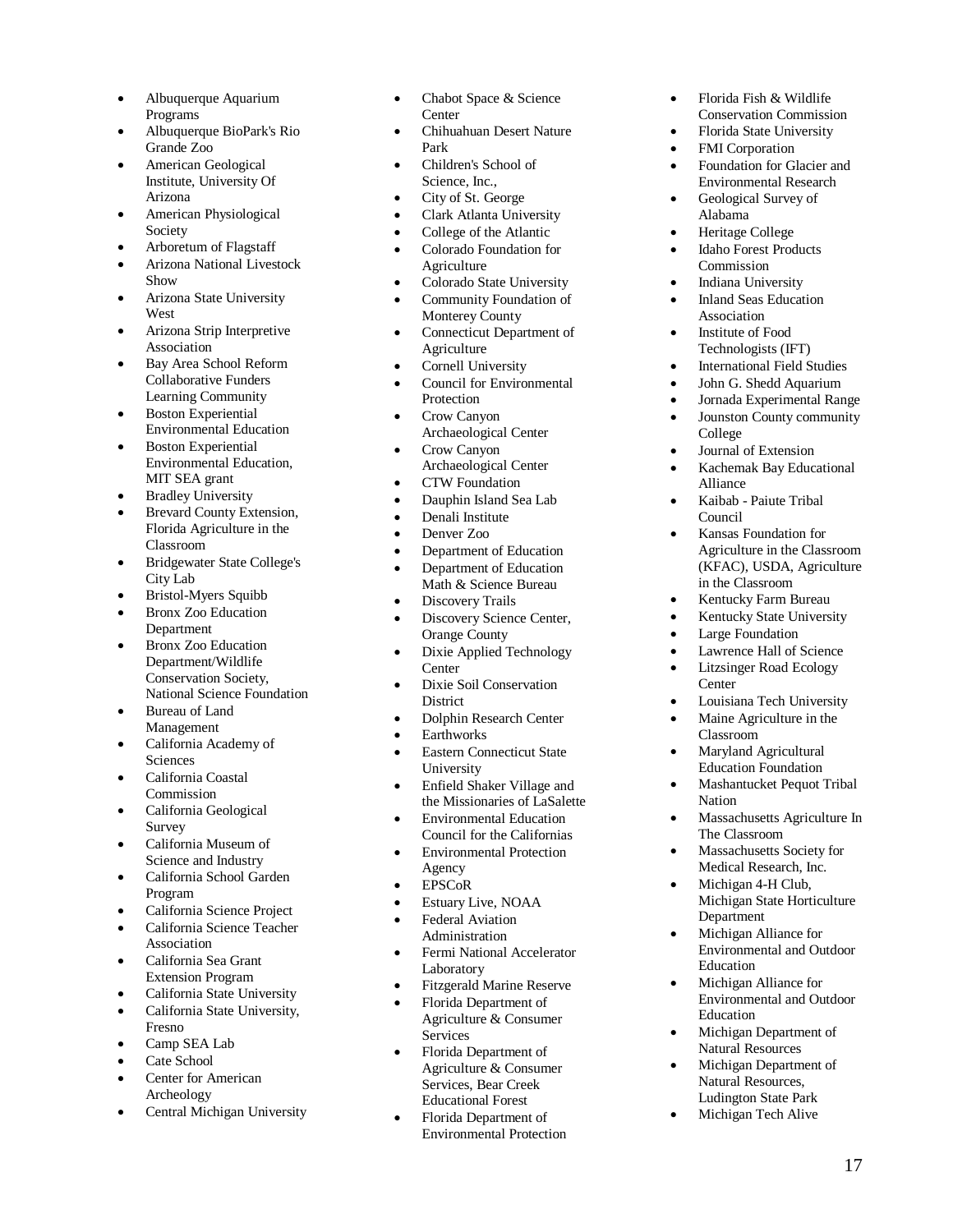- Albuquerque Aquarium Programs
- Albuquerque BioPark's Rio Grande Zoo
- American Geological Institute, University Of Arizona
- American Physiological Society
- Arboretum of Flagstaff
- Arizona National Livestock Show
- Arizona State University West
- Arizona Strip Interpretive Association
- Bay Area School Reform Collaborative Funders Learning Community
- Boston Experiential Environmental Education
- Boston Experiential Environmental Education, MIT SEA grant
- Bradley University
- Brevard County Extension, Florida Agriculture in the Classroom
- Bridgewater State College's City Lab
- Bristol-Myers Squibb
- Bronx Zoo Education Department
- Bronx Zoo Education Department/Wildlife Conservation Society, National Science Foundation
- Bureau of Land Management
- California Academy of Sciences
- California Coastal Commission
- California Geological Survey
- California Museum of Science and Industry
- California School Garden Program
- California Science Project
- California Science Teacher Association
- California Sea Grant Extension Program
- California State University
- California State University, Fresno
- Camp SEA Lab
- Cate School
- Center for American Archeology
- Central Michigan University
- Chabot Space & Science Center
- Chihuahuan Desert Nature Park
- Children's School of Science, Inc.,
- City of St. George
- Clark Atlanta University
- College of the Atlantic
- Colorado Foundation for Agriculture
- Colorado State University
- Community Foundation of Monterey County
- Connecticut Department of Agriculture
- Cornell University
- Council for Environmental Protection
- Crow Canyon Archaeological Center
- Crow Canyon Archaeological Center
- CTW Foundation
- Dauphin Island Sea Lab
- Denali Institute
- Denver Zoo
- Department of Education
- Department of Education Math & Science Bureau
- Discovery Trails
- Discovery Science Center, Orange County
- Dixie Applied Technology Center
- Dixie Soil Conservation District
- Dolphin Research Center
- Earthworks
- Eastern Connecticut State University
- Enfield Shaker Village and the Missionaries of LaSalette
- Environmental Education Council for the Californias
- Environmental Protection Agency
- EPSCoR
- Estuary Live, NOAA
- Federal Aviation Administration
- Fermi National Accelerator Laboratory
- Fitzgerald Marine Reserve
- Florida Department of Agriculture & Consumer Services
- Florida Department of Agriculture & Consumer Services, Bear Creek Educational Forest
- Florida Department of Environmental Protection
- Florida Fish & Wildlife Conservation Commission
- Florida State University
- FMI Corporation
- Foundation for Glacier and Environmental Research
- Geological Survey of Alabama
- Heritage College
- Idaho Forest Products Commission
- Indiana University
- Inland Seas Education Association
- Institute of Food Technologists (IFT)
- International Field Studies
- John G. Shedd Aquarium
- Jornada Experimental Range
- Jounston County community College
- Journal of Extension
- Kachemak Bay Educational Alliance
- Kaibab - Paiute Tribal Council
- Kansas Foundation for Agriculture in the Classroom (KFAC), USDA, Agriculture in the Classroom
- Kentucky Farm Bureau
- Kentucky State University
- Large Foundation
- Lawrence Hall of Science
- Litzsinger Road Ecology Center
- Louisiana Tech University
- Maine Agriculture in the Classroom
- Maryland Agricultural Education Foundation
- Mashantucket Pequot Tribal Nation
- Massachusetts Agriculture In The Classroom
- Massachusetts Society for Medical Research, Inc.
- Michigan 4-H Club, Michigan State Horticulture Department
- Michigan Alliance for Environmental and Outdoor Education
- Michigan Alliance for Environmental and Outdoor Education
- Michigan Department of Natural Resources
- Michigan Department of Natural Resources, Ludington State Park
- Michigan Tech Alive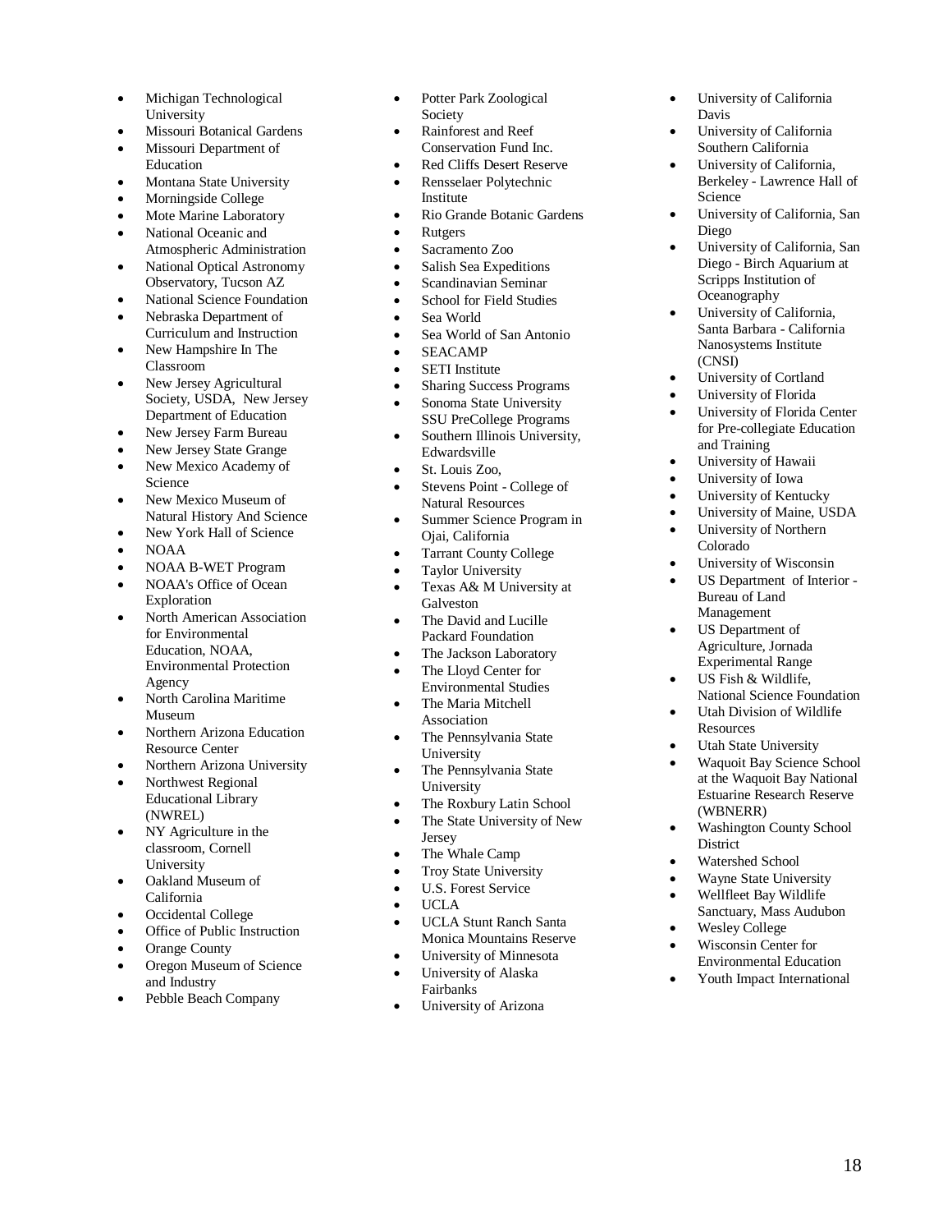- Michigan Technological University
- Missouri Botanical Gardens
- Missouri Department of Education
- Montana State University
- Morningside College
- Mote Marine Laboratory
- National Oceanic and Atmospheric Administration
- National Optical Astronomy Observatory, Tucson AZ
- National Science Foundation
- Nebraska Department of Curriculum and Instruction
- New Hampshire In The Classroom
- New Jersey Agricultural Society, USDA, New Jersey Department of Education
- New Jersey Farm Bureau
- New Jersey State Grange
- New Mexico Academy of Science
- New Mexico Museum of Natural History And Science
- New York Hall of Science
- NOAA
- NOAA B-WET Program
- NOAA's Office of Ocean Exploration
- North American Association for Environmental Education, NOAA, Environmental Protection Agency
- North Carolina Maritime Museum
- Northern Arizona Education Resource Center
- Northern Arizona University
- Northwest Regional Educational Library (NWREL)
- NY Agriculture in the classroom, Cornell University
- Oakland Museum of California
- Occidental College
- Office of Public Instruction
- Orange County
- Oregon Museum of Science and Industry
- Pebble Beach Company
- Potter Park Zoological Society
- Rainforest and Reef Conservation Fund Inc.
- Red Cliffs Desert Reserve
- Rensselaer Polytechnic Institute
- Rio Grande Botanic Gardens
- Rutgers
- Sacramento Zoo
- Salish Sea Expeditions
- Scandinavian Seminar
- School for Field Studies
- Sea World
- Sea World of San Antonio
- SEACAMP
- SETI Institute
- Sharing Success Programs
- Sonoma State University SSU PreCollege Programs
- Southern Illinois University, Edwardsville
- St. Louis Zoo,
- Stevens Point - College of Natural Resources
- Summer Science Program in Ojai, California
- Tarrant County College
- Taylor University
- Texas A& M University at Galveston
- The David and Lucille Packard Foundation
- The Jackson Laboratory
- The Lloyd Center for Environmental Studies
- The Maria Mitchell Association
- The Pennsylvania State University
- The Pennsylvania State University
- The Roxbury Latin School
- The State University of New Jersey
- The Whale Camp
- Troy State University
- U.S. Forest Service
- UCLA
- UCLA Stunt Ranch Santa Monica Mountains Reserve
- University of Minnesota
- University of Alaska Fairbanks
- University of Arizona
- University of California Davis
- University of California Southern California
- University of California, Berkeley - Lawrence Hall of Science
- University of California, San Diego
- University of California, San Diego - Birch Aquarium at Scripps Institution of Oceanography
- University of California, Santa Barbara - California Nanosystems Institute (CNSI)
- University of Cortland
- University of Florida
- University of Florida Center for Pre-collegiate Education and Training
- University of Hawaii
- University of Iowa
- University of Kentucky
- University of Maine, USDA
- University of Northern Colorado
- University of Wisconsin
- US Department of Interior - Bureau of Land Management
- US Department of Agriculture, Jornada Experimental Range
- US Fish & Wildlife, National Science Foundation
- Utah Division of Wildlife Resources
- Utah State University
- Waquoit Bay Science School at the Waquoit Bay National Estuarine Research Reserve (WBNERR)
- Washington County School District
- Watershed School
- Wayne State University
- Wellfleet Bay Wildlife Sanctuary, Mass Audubon
- Wesley College
- Wisconsin Center for Environmental Education
- Youth Impact International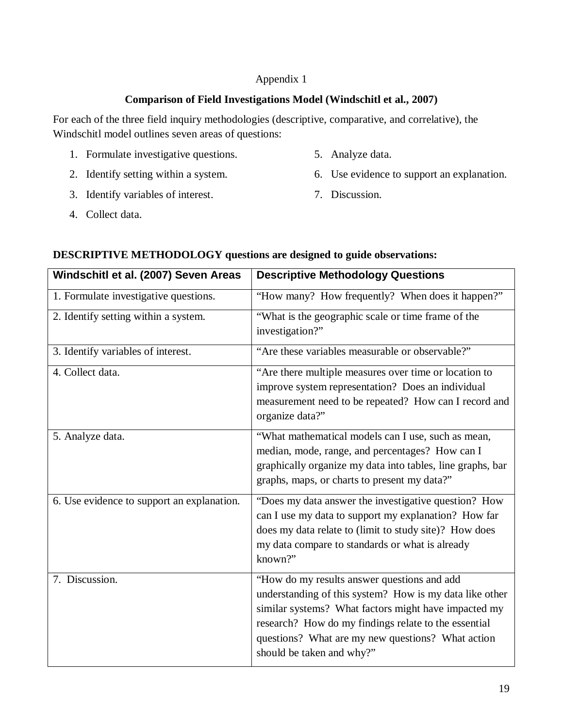Appendix 1

## Comparison of Field Investigations Model (Windschitl et al., 2007)

For each of the three field inquiry methodologies (descriptive, comparative, and correlative), the Windschitl model outlines seven areas of questions:

1. Formulate investigative questions.
2. Identify setting within a system.
3. Identify variables of interest.
4. Collect data.
5. Analyze data.
6. Use evidence to support an explanation.
7. Discussion.

**DESCRIPTIVE METHODOLOGY questions are designed to guide observations:**

| Windschitl et al. (2007) Seven Areas | Descriptive Methodology Questions |
|---|---|
| 1. Formulate investigative questions. | "How many? How frequently? When does it happen?" |
| 2. Identify setting within a system. | "What is the geographic scale or time frame of the investigation?" |
| 3. Identify variables of interest. | "Are these variables measurable or observable?" |
| 4. Collect data. | "Are there multiple measures over time or location to improve system representation? Does an individual measurement need to be repeated? How can I record and organize data?" |
| 5. Analyze data. | "What mathematical models can I use, such as mean, median, mode, range, and percentages? How can I graphically organize my data into tables, line graphs, bar graphs, maps, or charts to present my data?" |
| 6. Use evidence to support an explanation. | "Does my data answer the investigative question? How can I use my data to support my explanation? How far does my data relate to (limit to study site)? How does my data compare to standards or what is already known?" |
| 7. Discussion. | "How do my results answer questions and add understanding of this system? How is my data like other similar systems? What factors might have impacted my research? How do my findings relate to the essential questions? What are my new questions? What action should be taken and why?" |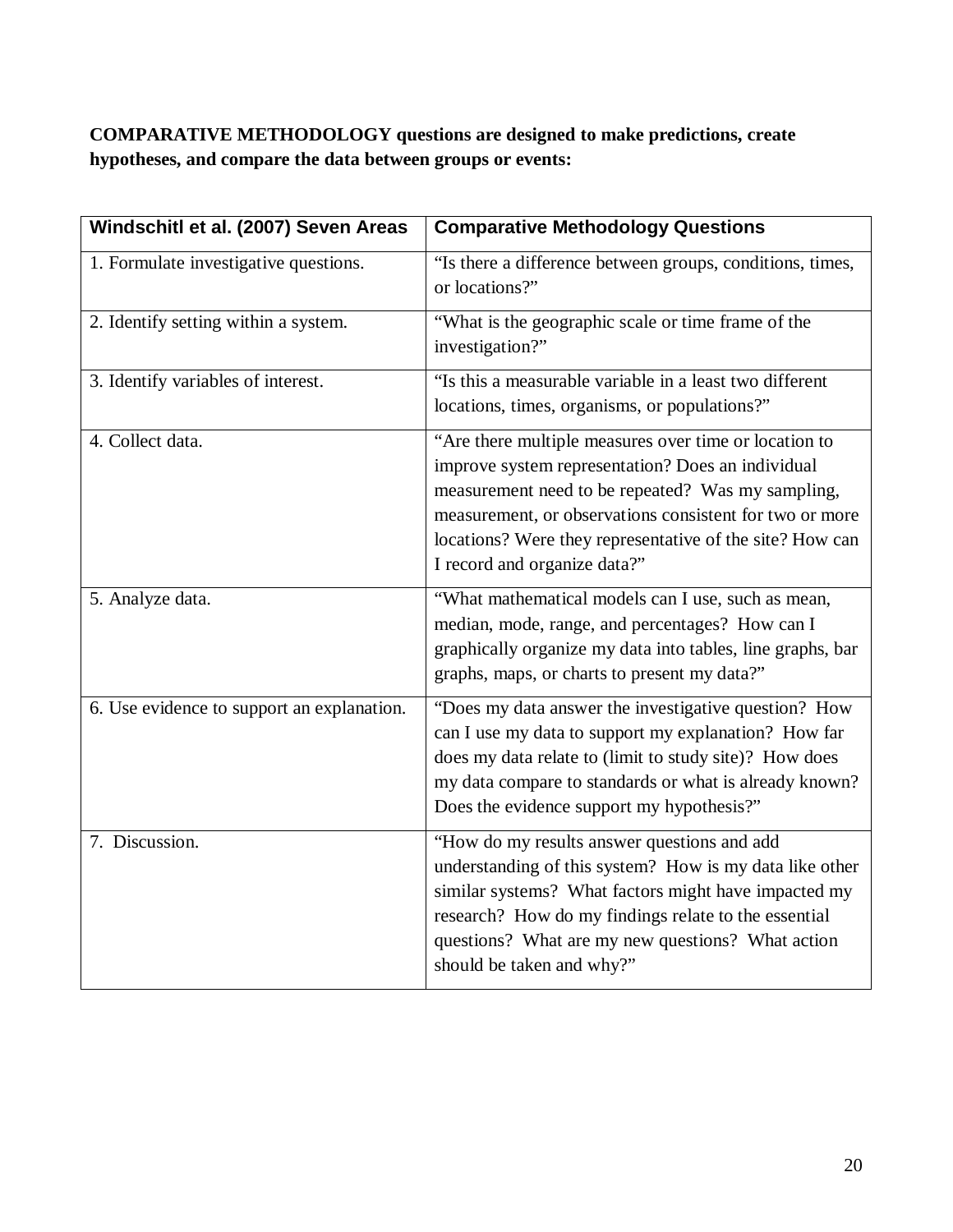**COMPARATIVE METHODOLOGY questions are designed to make predictions, create hypotheses, and compare the data between groups or events:**

| Windschitl et al. (2007) Seven Areas | Comparative Methodology Questions |
|---|---|
| 1. Formulate investigative questions. | "Is there a difference between groups, conditions, times, or locations?" |
| 2. Identify setting within a system. | "What is the geographic scale or time frame of the investigation?" |
| 3. Identify variables of interest. | "Is this a measurable variable in a least two different locations, times, organisms, or populations?" |
| 4. Collect data. | "Are there multiple measures over time or location to improve system representation? Does an individual measurement need to be repeated? Was my sampling, measurement, or observations consistent for two or more locations? Were they representative of the site? How can I record and organize data?" |
| 5. Analyze data. | "What mathematical models can I use, such as mean, median, mode, range, and percentages? How can I graphically organize my data into tables, line graphs, bar graphs, maps, or charts to present my data?" |
| 6. Use evidence to support an explanation. | "Does my data answer the investigative question? How can I use my data to support my explanation? How far does my data relate to (limit to study site)? How does my data compare to standards or what is already known? Does the evidence support my hypothesis?" |
| 7. Discussion. | "How do my results answer questions and add understanding of this system? How is my data like other similar systems? What factors might have impacted my research? How do my findings relate to the essential questions? What are my new questions? What action should be taken and why?" |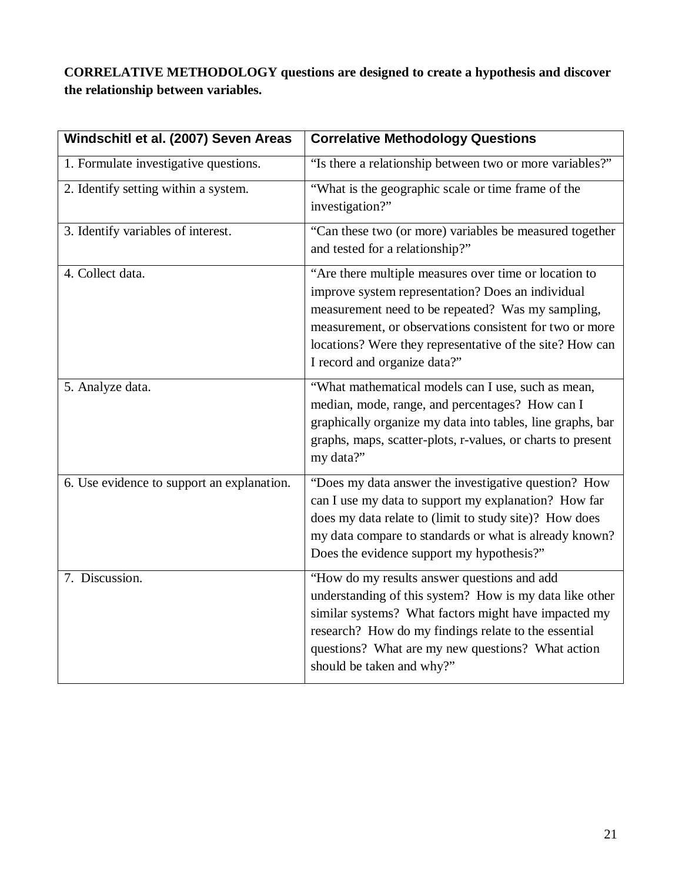**CORRELATIVE METHODOLOGY questions are designed to create a hypothesis and discover the relationship between variables.**

| Windschitl et al. (2007) Seven Areas | Correlative Methodology Questions |
|---|---|
| 1. Formulate investigative questions. | "Is there a relationship between two or more variables?" |
| 2. Identify setting within a system. | "What is the geographic scale or time frame of the investigation?" |
| 3. Identify variables of interest. | "Can these two (or more) variables be measured together and tested for a relationship?" |
| 4. Collect data. | "Are there multiple measures over time or location to improve system representation? Does an individual measurement need to be repeated? Was my sampling, measurement, or observations consistent for two or more locations? Were they representative of the site? How can I record and organize data?" |
| 5. Analyze data. | "What mathematical models can I use, such as mean, median, mode, range, and percentages? How can I graphically organize my data into tables, line graphs, bar graphs, maps, scatter-plots, r-values, or charts to present my data?" |
| 6. Use evidence to support an explanation. | "Does my data answer the investigative question? How can I use my data to support my explanation? How far does my data relate to (limit to study site)? How does my data compare to standards or what is already known? Does the evidence support my hypothesis?" |
| 7. Discussion. | "How do my results answer questions and add understanding of this system? How is my data like other similar systems? What factors might have impacted my research? How do my findings relate to the essential questions? What are my new questions? What action should be taken and why?" |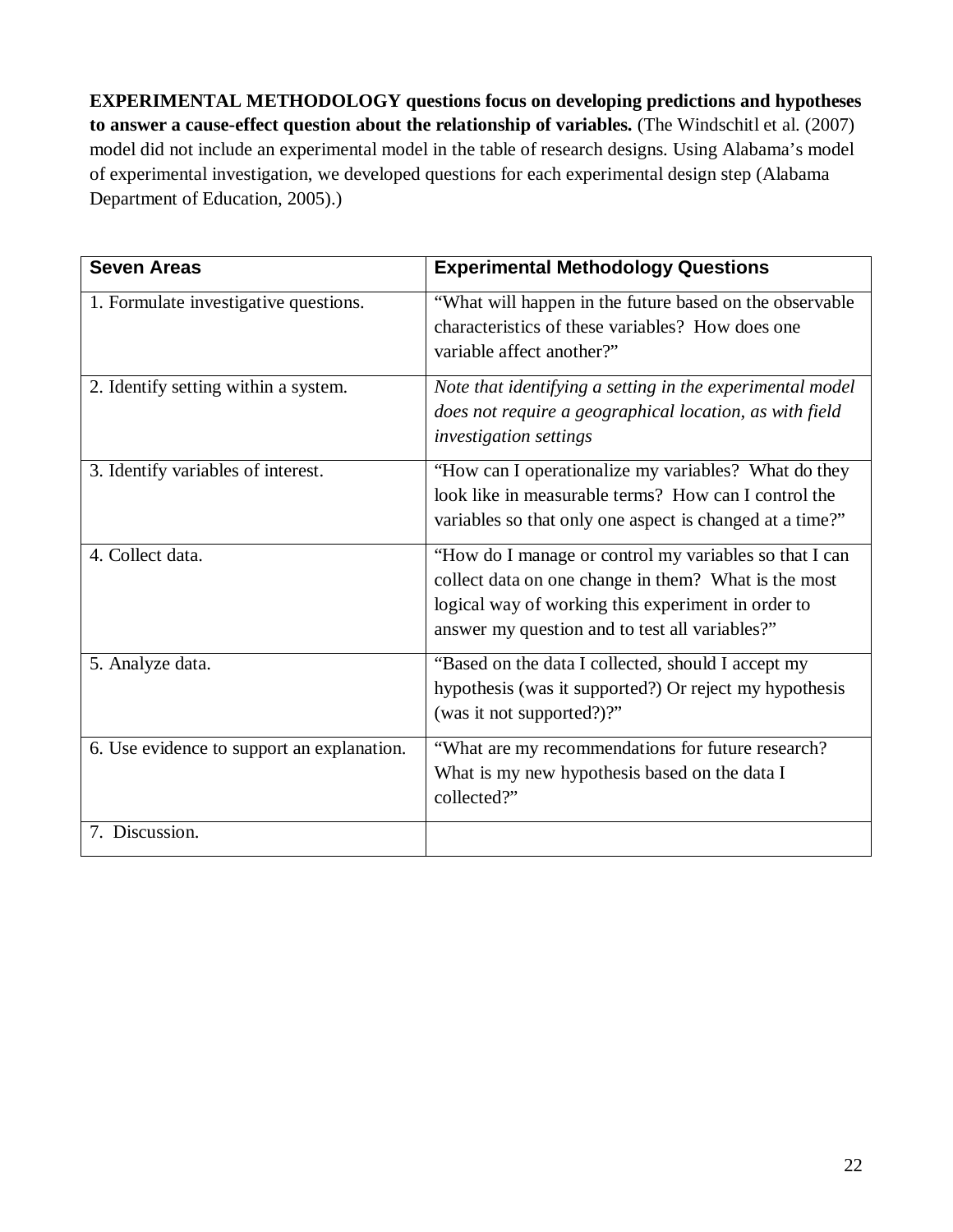**EXPERIMENTAL METHODOLOGY questions focus on developing predictions and hypotheses to answer a cause-effect question about the relationship of variables.** (The Windschitl et al. (2007) model did not include an experimental model in the table of research designs. Using Alabama's model of experimental investigation, we developed questions for each experimental design step (Alabama Department of Education, 2005).)

| **Seven Areas** | **Experimental Methodology Questions** |
|---|---|
| 1. Formulate investigative questions. | "What will happen in the future based on the observable characteristics of these variables? How does one variable affect another?" |
| 2. Identify setting within a system. | *Note that identifying a setting in the experimental model does not require a geographical location, as with field investigation settings* |
| 3. Identify variables of interest. | "How can I operationalize my variables? What do they look like in measurable terms? How can I control the variables so that only one aspect is changed at a time?" |
| 4. Collect data. | "How do I manage or control my variables so that I can collect data on one change in them? What is the most logical way of working this experiment in order to answer my question and to test all variables?" |
| 5. Analyze data. | "Based on the data I collected, should I accept my hypothesis (was it supported?) Or reject my hypothesis (was it not supported?)?" |
| 6. Use evidence to support an explanation. | "What are my recommendations for future research? What is my new hypothesis based on the data I collected?" |
| 7. Discussion. | |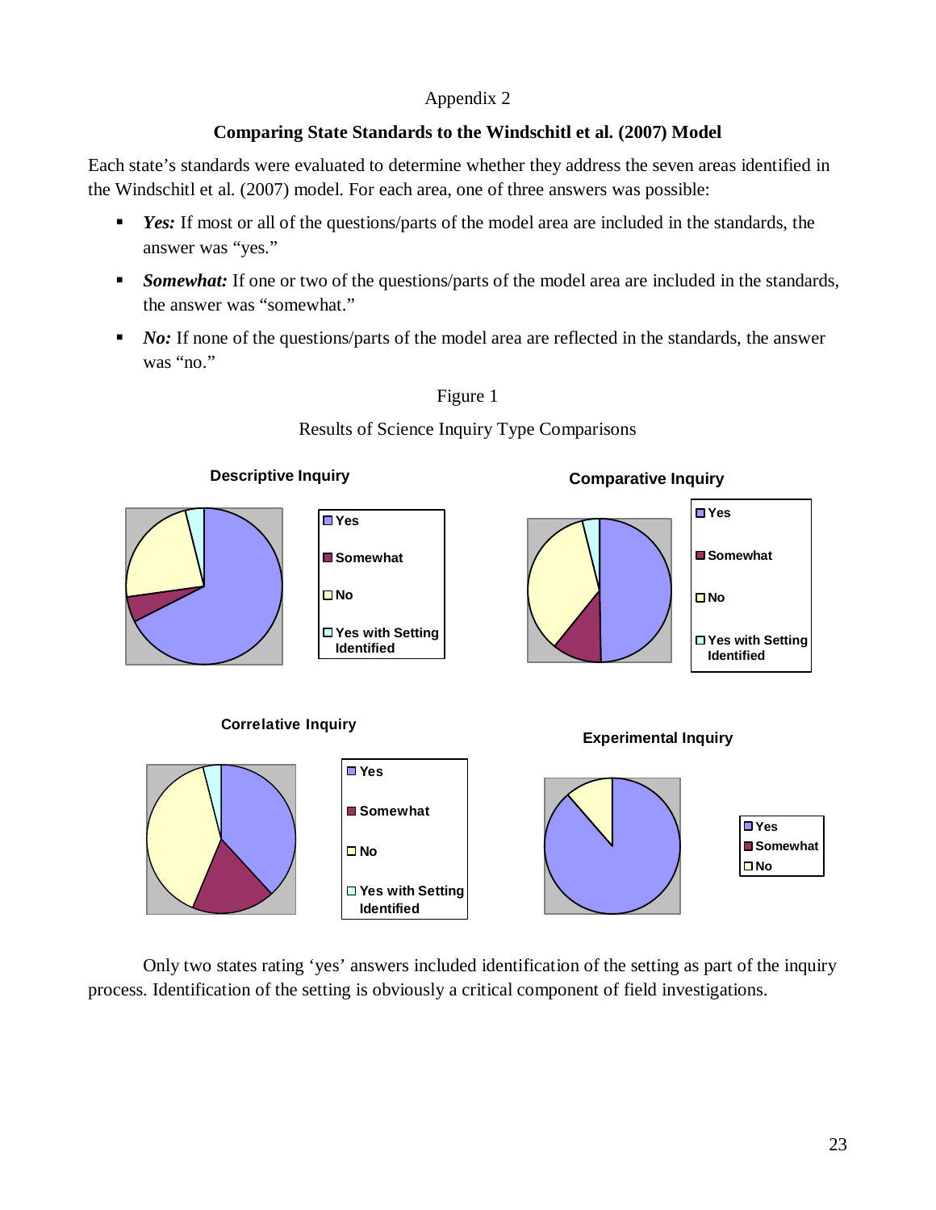Appendix 2

## Comparing State Standards to the Windschitl et al. (2007) Model

Each state's standards were evaluated to determine whether they address the seven areas identified in the Windschitl et al. (2007) model. For each area, one of three answers was possible:

- ***Yes:*** If most or all of the questions/parts of the model area are included in the standards, the answer was "yes."
- ***Somewhat:*** If one or two of the questions/parts of the model area are included in the standards, the answer was "somewhat."
- ***No:*** If none of the questions/parts of the model area are reflected in the standards, the answer was "no."

Figure 1

Results of Science Inquiry Type Comparisons

**Descriptive Inquiry**

- Yes
- Somewhat
- No
- Yes with Setting Identified

**Comparative Inquiry**

- Yes
- Somewhat
- No
- Yes with Setting Identified

**Correlative Inquiry**

- Yes
- Somewhat
- No
- Yes with Setting Identified

**Experimental Inquiry**

- Yes
- Somewhat
- No

Only two states rating 'yes' answers included identification of the setting as part of the inquiry process. Identification of the setting is obviously a critical component of field investigations.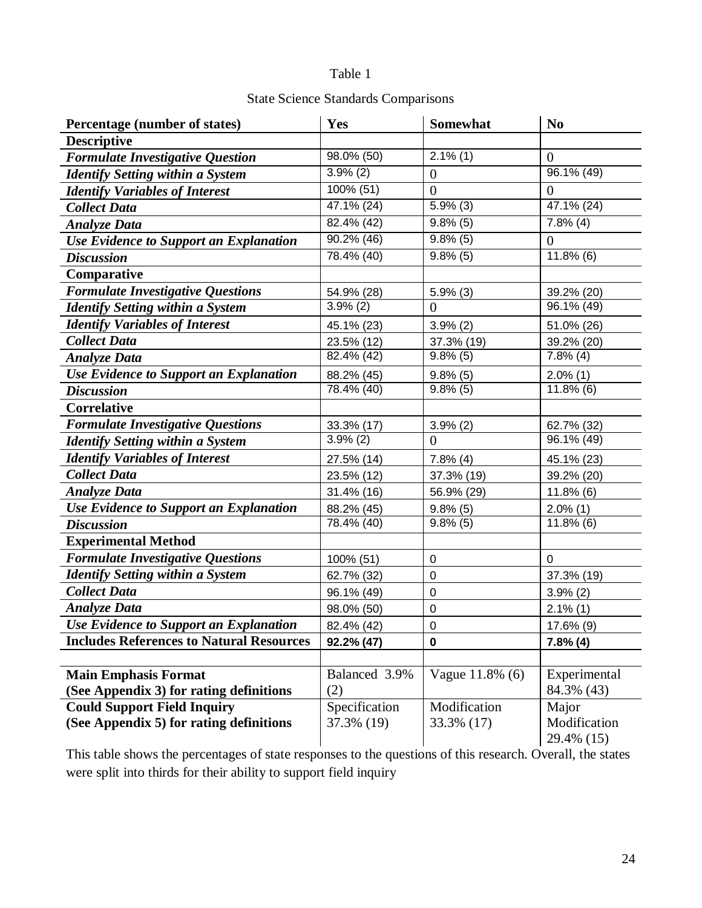Table 1

State Science Standards Comparisons

| Percentage (number of states) | Yes | Somewhat | No |
|---|---|---|---|
| **Descriptive** | | | |
| ***Formulate Investigative Question*** | 98.0% (50) | 2.1% (1) | 0 |
| ***Identify Setting within a System*** | 3.9% (2) | 0 | 96.1% (49) |
| ***Identify Variables of Interest*** | 100% (51) | 0 | 0 |
| ***Collect Data*** | 47.1% (24) | 5.9% (3) | 47.1% (24) |
| ***Analyze Data*** | 82.4% (42) | 9.8% (5) | 7.8% (4) |
| ***Use Evidence to Support an Explanation*** | 90.2% (46) | 9.8% (5) | 0 |
| ***Discussion*** | 78.4% (40) | 9.8% (5) | 11.8% (6) |
| **Comparative** | | | |
| ***Formulate Investigative Questions*** | 54.9% (28) | 5.9% (3) | 39.2% (20) |
| ***Identify Setting within a System*** | 3.9% (2) | 0 | 96.1% (49) |
| ***Identify Variables of Interest*** | 45.1% (23) | 3.9% (2) | 51.0% (26) |
| ***Collect Data*** | 23.5% (12) | 37.3% (19) | 39.2% (20) |
| ***Analyze Data*** | 82.4% (42) | 9.8% (5) | 7.8% (4) |
| ***Use Evidence to Support an Explanation*** | 88.2% (45) | 9.8% (5) | 2.0% (1) |
| ***Discussion*** | 78.4% (40) | 9.8% (5) | 11.8% (6) |
| **Correlative** | | | |
| ***Formulate Investigative Questions*** | 33.3% (17) | 3.9% (2) | 62.7% (32) |
| ***Identify Setting within a System*** | 3.9% (2) | 0 | 96.1% (49) |
| ***Identify Variables of Interest*** | 27.5% (14) | 7.8% (4) | 45.1% (23) |
| ***Collect Data*** | 23.5% (12) | 37.3% (19) | 39.2% (20) |
| ***Analyze Data*** | 31.4% (16) | 56.9% (29) | 11.8% (6) |
| ***Use Evidence to Support an Explanation*** | 88.2% (45) | 9.8% (5) | 2.0% (1) |
| ***Discussion*** | 78.4% (40) | 9.8% (5) | 11.8% (6) |
| **Experimental Method** | | | |
| ***Formulate Investigative Questions*** | 100% (51) | 0 | 0 |
| ***Identify Setting within a System*** | 62.7% (32) | 0 | 37.3% (19) |
| ***Collect Data*** | 96.1% (49) | 0 | 3.9% (2) |
| ***Analyze Data*** | 98.0% (50) | 0 | 2.1% (1) |
| ***Use Evidence to Support an Explanation*** | 82.4% (42) | 0 | 17.6% (9) |
| **Includes References to Natural Resources** | **92.2% (47)** | **0** | **7.8% (4)** |
| | | | |
| **Main Emphasis Format (See Appendix 3) for rating definitions** | Balanced 3.9% (2) | Vague 11.8% (6) | Experimental 84.3% (43) |
| **Could Support Field Inquiry (See Appendix 5) for rating definitions** | Specification 37.3% (19) | Modification 33.3% (17) | Major Modification 29.4% (15) |

This table shows the percentages of state responses to the questions of this research. Overall, the states were split into thirds for their ability to support field inquiry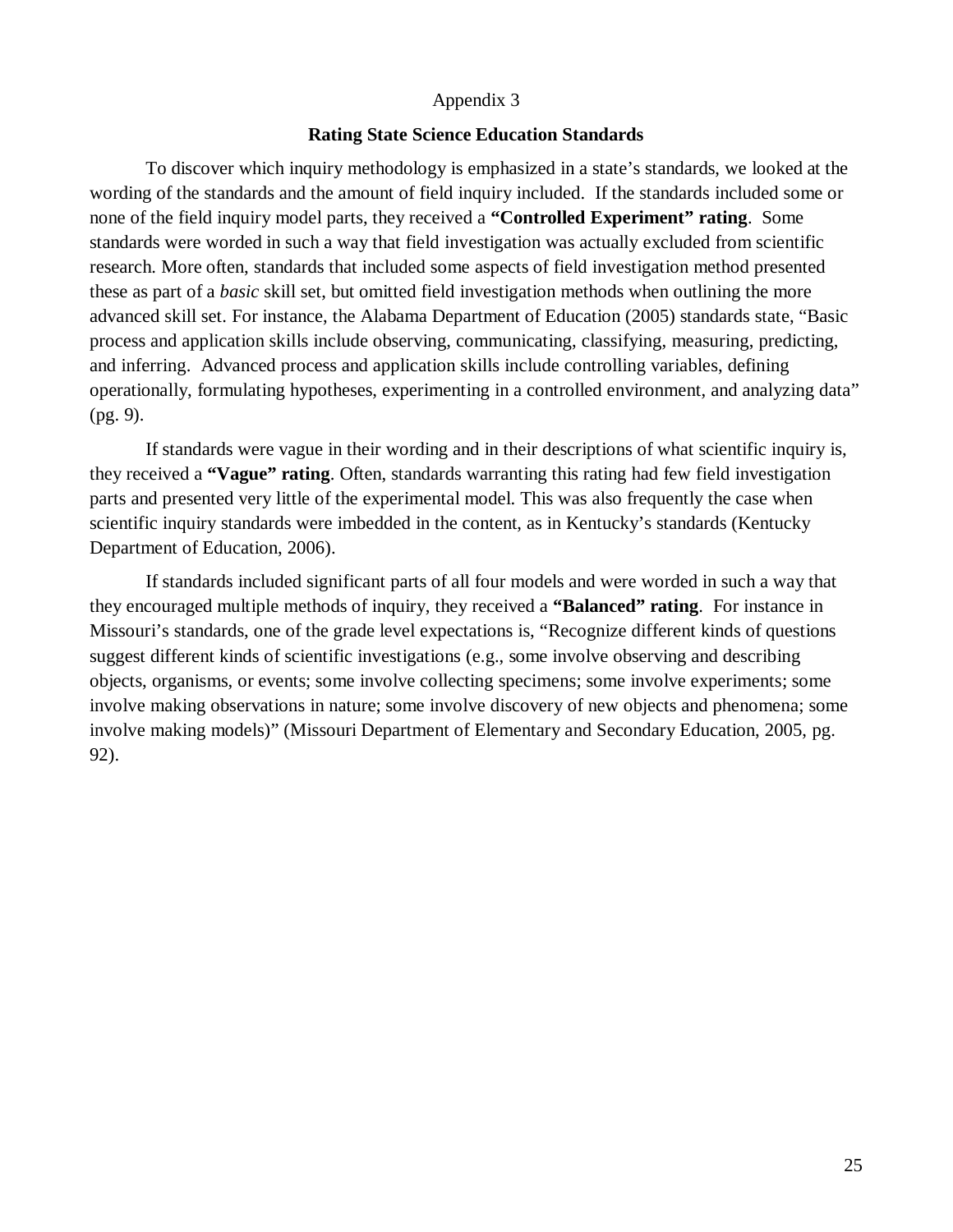# Appendix 3

## Rating State Science Education Standards

To discover which inquiry methodology is emphasized in a state's standards, we looked at the wording of the standards and the amount of field inquiry included. If the standards included some or none of the field inquiry model parts, they received a **"Controlled Experiment" rating**. Some standards were worded in such a way that field investigation was actually excluded from scientific research. More often, standards that included some aspects of field investigation method presented these as part of a *basic* skill set, but omitted field investigation methods when outlining the more advanced skill set. For instance, the Alabama Department of Education (2005) standards state, "Basic process and application skills include observing, communicating, classifying, measuring, predicting, and inferring. Advanced process and application skills include controlling variables, defining operationally, formulating hypotheses, experimenting in a controlled environment, and analyzing data" (pg. 9).

If standards were vague in their wording and in their descriptions of what scientific inquiry is, they received a **"Vague" rating**. Often, standards warranting this rating had few field investigation parts and presented very little of the experimental model. This was also frequently the case when scientific inquiry standards were imbedded in the content, as in Kentucky's standards (Kentucky Department of Education, 2006).

If standards included significant parts of all four models and were worded in such a way that they encouraged multiple methods of inquiry, they received a **"Balanced" rating**. For instance in Missouri's standards, one of the grade level expectations is, "Recognize different kinds of questions suggest different kinds of scientific investigations (e.g., some involve observing and describing objects, organisms, or events; some involve collecting specimens; some involve experiments; some involve making observations in nature; some involve discovery of new objects and phenomena; some involve making models)" (Missouri Department of Elementary and Secondary Education, 2005, pg. 92).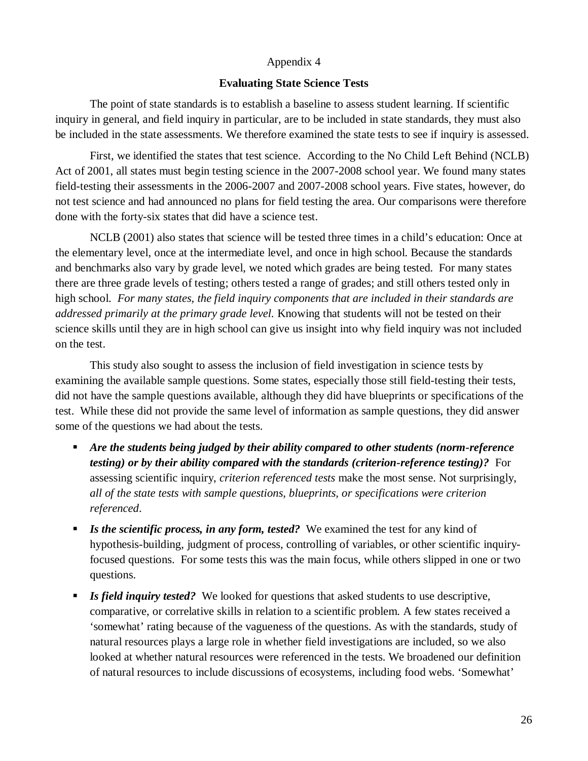Appendix 4

## Evaluating State Science Tests

The point of state standards is to establish a baseline to assess student learning. If scientific inquiry in general, and field inquiry in particular, are to be included in state standards, they must also be included in the state assessments. We therefore examined the state tests to see if inquiry is assessed.

First, we identified the states that test science. According to the No Child Left Behind (NCLB) Act of 2001, all states must begin testing science in the 2007-2008 school year. We found many states field-testing their assessments in the 2006-2007 and 2007-2008 school years. Five states, however, do not test science and had announced no plans for field testing the area. Our comparisons were therefore done with the forty-six states that did have a science test.

NCLB (2001) also states that science will be tested three times in a child's education: Once at the elementary level, once at the intermediate level, and once in high school. Because the standards and benchmarks also vary by grade level, we noted which grades are being tested. For many states there are three grade levels of testing; others tested a range of grades; and still others tested only in high school. *For many states, the field inquiry components that are included in their standards are addressed primarily at the primary grade level.* Knowing that students will not be tested on their science skills until they are in high school can give us insight into why field inquiry was not included on the test.

This study also sought to assess the inclusion of field investigation in science tests by examining the available sample questions. Some states, especially those still field-testing their tests, did not have the sample questions available, although they did have blueprints or specifications of the test. While these did not provide the same level of information as sample questions, they did answer some of the questions we had about the tests.

- ***Are the students being judged by their ability compared to other students (norm-reference testing) or by their ability compared with the standards (criterion-reference testing)?*** For assessing scientific inquiry, *criterion referenced tests* make the most sense. Not surprisingly, *all of the state tests with sample questions, blueprints, or specifications were criterion referenced*.
- ***Is the scientific process, in any form, tested?*** We examined the test for any kind of hypothesis-building, judgment of process, controlling of variables, or other scientific inquiry-focused questions. For some tests this was the main focus, while others slipped in one or two questions.
- ***Is field inquiry tested?*** We looked for questions that asked students to use descriptive, comparative, or correlative skills in relation to a scientific problem. A few states received a 'somewhat' rating because of the vagueness of the questions. As with the standards, study of natural resources plays a large role in whether field investigations are included, so we also looked at whether natural resources were referenced in the tests. We broadened our definition of natural resources to include discussions of ecosystems, including food webs. 'Somewhat'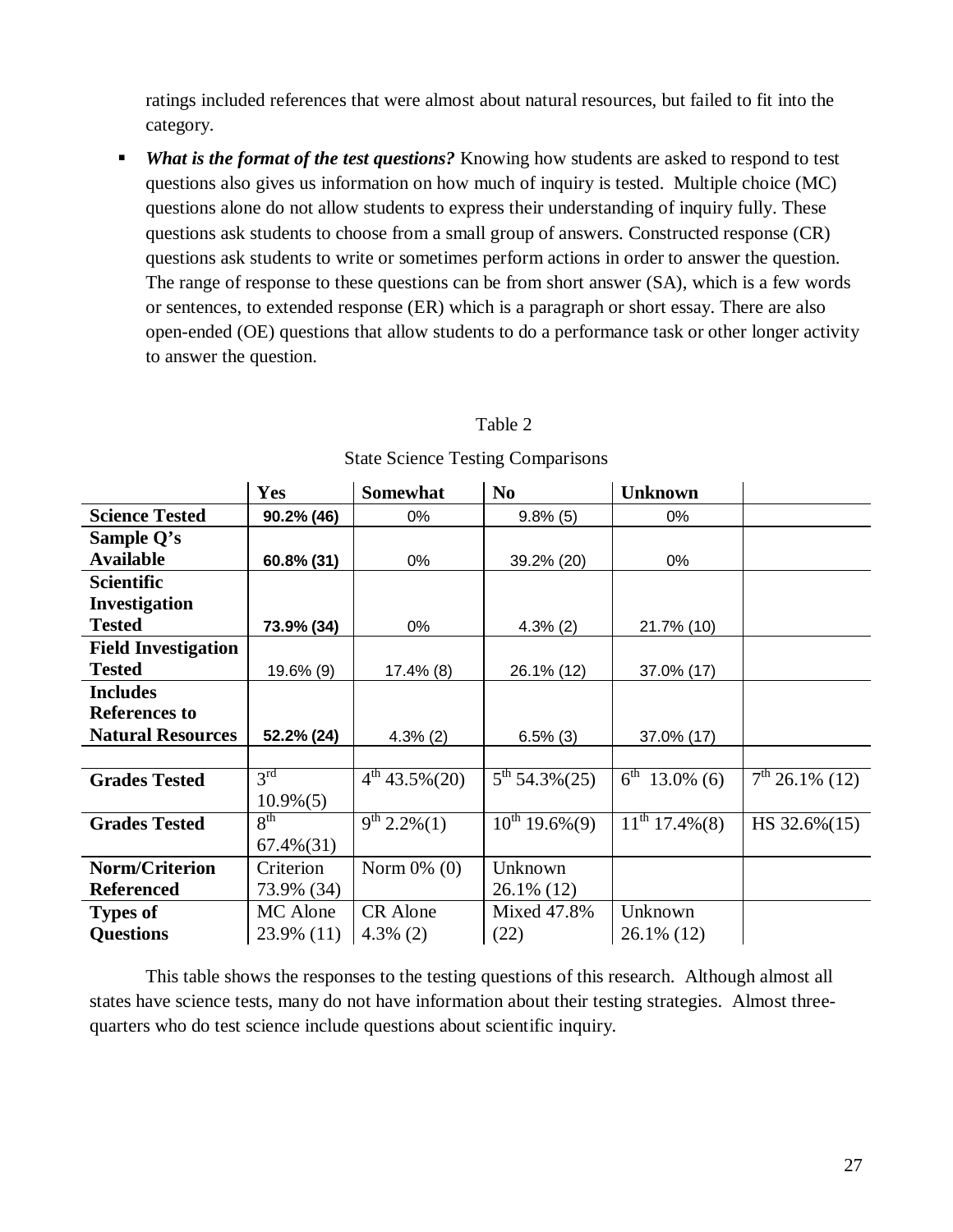ratings included references that were almost about natural resources, but failed to fit into the category.

- ***What is the format of the test questions?*** Knowing how students are asked to respond to test questions also gives us information on how much of inquiry is tested. Multiple choice (MC) questions alone do not allow students to express their understanding of inquiry fully. These questions ask students to choose from a small group of answers. Constructed response (CR) questions ask students to write or sometimes perform actions in order to answer the question. The range of response to these questions can be from short answer (SA), which is a few words or sentences, to extended response (ER) which is a paragraph or short essay. There are also open-ended (OE) questions that allow students to do a performance task or other longer activity to answer the question.

Table 2

State Science Testing Comparisons

| | Yes | Somewhat | No | Unknown | |
|---|---|---|---|---|---|
| **Science Tested** | **90.2% (46)** | 0% | 9.8% (5) | 0% | |
| **Sample Q's Available** | **60.8% (31)** | 0% | 39.2% (20) | 0% | |
| **Scientific Investigation Tested** | **73.9% (34)** | 0% | 4.3% (2) | 21.7% (10) | |
| **Field Investigation Tested** | 19.6% (9) | 17.4% (8) | 26.1% (12) | 37.0% (17) | |
| **Includes References to Natural Resources** | **52.2% (24)** | 4.3% (2) | 6.5% (3) | 37.0% (17) | |
| | | | | | |
| **Grades Tested** | 3rd 10.9%(5) | 4th 43.5%(20) | 5th 54.3%(25) | 6th 13.0% (6) | 7th 26.1% (12) |
| **Grades Tested** | 8th 67.4%(31) | 9th 2.2%(1) | 10th 19.6%(9) | 11th 17.4%(8) | HS 32.6%(15) |
| **Norm/Criterion Referenced** | Criterion 73.9% (34) | Norm 0% (0) | Unknown 26.1% (12) | | |
| **Types of Questions** | MC Alone 23.9% (11) | CR Alone 4.3% (2) | Mixed 47.8% (22) | Unknown 26.1% (12) | |

This table shows the responses to the testing questions of this research. Although almost all states have science tests, many do not have information about their testing strategies. Almost three-quarters who do test science include questions about scientific inquiry.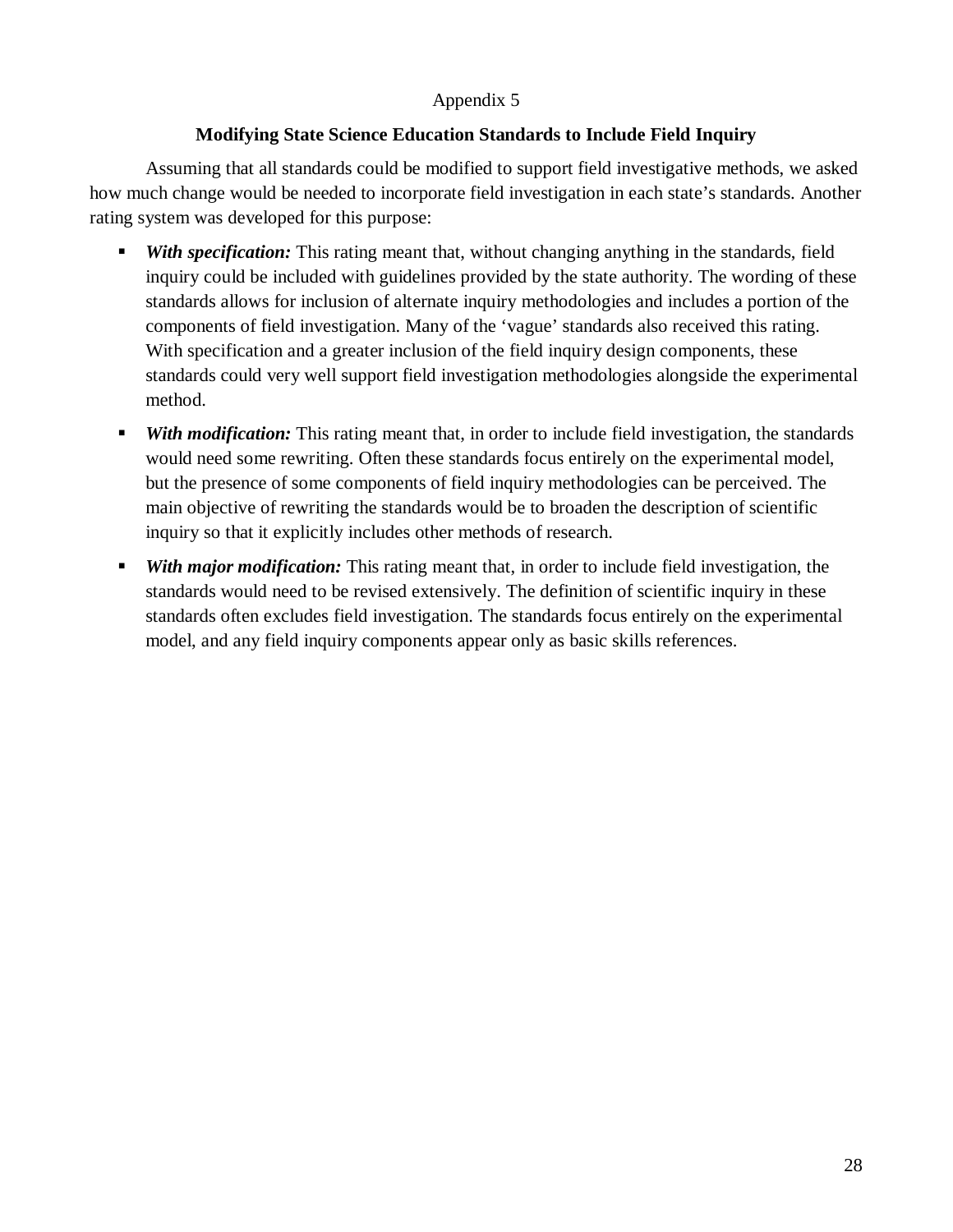Appendix 5

## Modifying State Science Education Standards to Include Field Inquiry

Assuming that all standards could be modified to support field investigative methods, we asked how much change would be needed to incorporate field investigation in each state's standards. Another rating system was developed for this purpose:

- ***With specification:*** This rating meant that, without changing anything in the standards, field inquiry could be included with guidelines provided by the state authority. The wording of these standards allows for inclusion of alternate inquiry methodologies and includes a portion of the components of field investigation. Many of the 'vague' standards also received this rating. With specification and a greater inclusion of the field inquiry design components, these standards could very well support field investigation methodologies alongside the experimental method.
- ***With modification:*** This rating meant that, in order to include field investigation, the standards would need some rewriting. Often these standards focus entirely on the experimental model, but the presence of some components of field inquiry methodologies can be perceived. The main objective of rewriting the standards would be to broaden the description of scientific inquiry so that it explicitly includes other methods of research.
- ***With major modification:*** This rating meant that, in order to include field investigation, the standards would need to be revised extensively. The definition of scientific inquiry in these standards often excludes field investigation. The standards focus entirely on the experimental model, and any field inquiry components appear only as basic skills references.